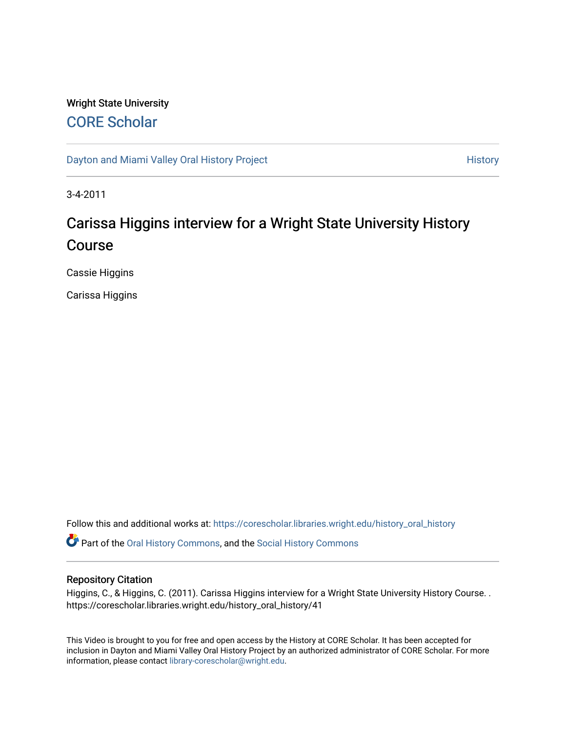Wright State University

CORE Scholar

Dayton and Miami Valley Oral History Project

History

3-4-2011

# Carissa Higgins interview for a Wright State University History Course

Cassie Higgins

Carissa Higgins

Follow this and additional works at: https://corescholar.libraries.wright.edu/history_oral_history

Part of the Oral History Commons, and the Social History Commons

## Repository Citation

Higgins, C., & Higgins, C. (2011). Carissa Higgins interview for a Wright State University History Course. . https://corescholar.libraries.wright.edu/history_oral_history/41

This Video is brought to you for free and open access by the History at CORE Scholar. It has been accepted for inclusion in Dayton and Miami Valley Oral History Project by an authorized administrator of CORE Scholar. For more information, please contact library-corescholar@wright.edu.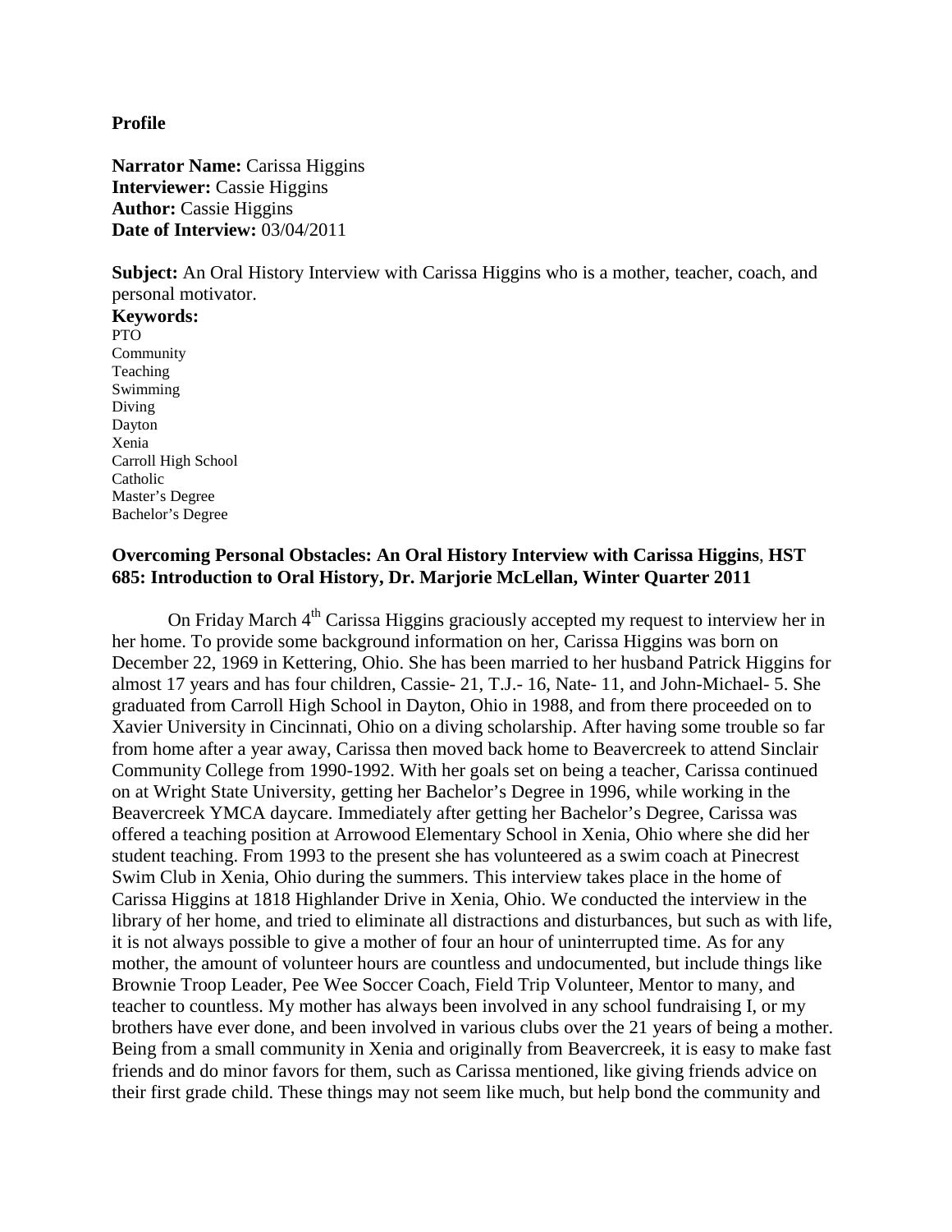**Profile**

**Narrator Name:** Carissa Higgins
**Interviewer:** Cassie Higgins
**Author:** Cassie Higgins
**Date of Interview:** 03/04/2011

**Subject:** An Oral History Interview with Carissa Higgins who is a mother, teacher, coach, and personal motivator.

**Keywords:**
PTO
Community
Teaching
Swimming
Diving
Dayton
Xenia
Carroll High School
Catholic
Master's Degree
Bachelor's Degree

**Overcoming Personal Obstacles: An Oral History Interview with Carissa Higgins**, **HST 685: Introduction to Oral History, Dr. Marjorie McLellan, Winter Quarter 2011**

On Friday March 4th Carissa Higgins graciously accepted my request to interview her in her home. To provide some background information on her, Carissa Higgins was born on December 22, 1969 in Kettering, Ohio. She has been married to her husband Patrick Higgins for almost 17 years and has four children, Cassie- 21, T.J.- 16, Nate- 11, and John-Michael- 5. She graduated from Carroll High School in Dayton, Ohio in 1988, and from there proceeded on to Xavier University in Cincinnati, Ohio on a diving scholarship. After having some trouble so far from home after a year away, Carissa then moved back home to Beavercreek to attend Sinclair Community College from 1990-1992. With her goals set on being a teacher, Carissa continued on at Wright State University, getting her Bachelor's Degree in 1996, while working in the Beavercreek YMCA daycare. Immediately after getting her Bachelor's Degree, Carissa was offered a teaching position at Arrowood Elementary School in Xenia, Ohio where she did her student teaching. From 1993 to the present she has volunteered as a swim coach at Pinecrest Swim Club in Xenia, Ohio during the summers. This interview takes place in the home of Carissa Higgins at 1818 Highlander Drive in Xenia, Ohio. We conducted the interview in the library of her home, and tried to eliminate all distractions and disturbances, but such as with life, it is not always possible to give a mother of four an hour of uninterrupted time. As for any mother, the amount of volunteer hours are countless and undocumented, but include things like Brownie Troop Leader, Pee Wee Soccer Coach, Field Trip Volunteer, Mentor to many, and teacher to countless. My mother has always been involved in any school fundraising I, or my brothers have ever done, and been involved in various clubs over the 21 years of being a mother. Being from a small community in Xenia and originally from Beavercreek, it is easy to make fast friends and do minor favors for them, such as Carissa mentioned, like giving friends advice on their first grade child. These things may not seem like much, but help bond the community and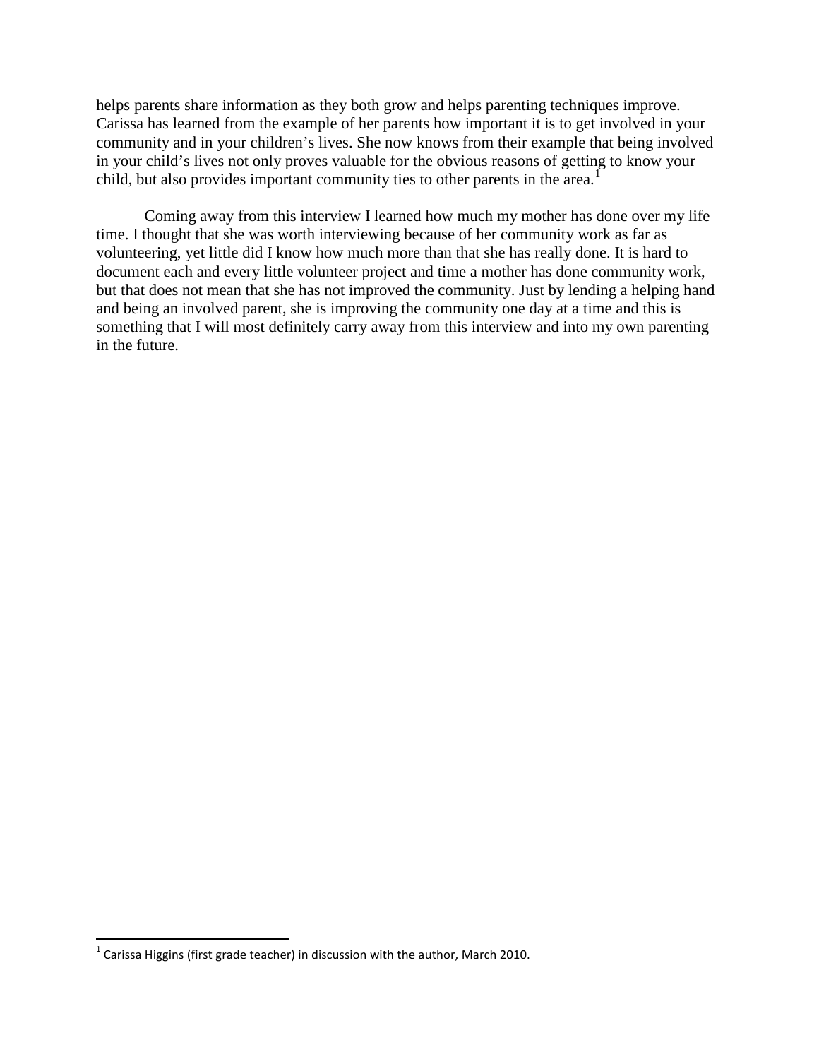helps parents share information as they both grow and helps parenting techniques improve. Carissa has learned from the example of her parents how important it is to get involved in your community and in your children's lives. She now knows from their example that being involved in your child's lives not only proves valuable for the obvious reasons of getting to know your child, but also provides important community ties to other parents in the area.[1]

Coming away from this interview I learned how much my mother has done over my life time. I thought that she was worth interviewing because of her community work as far as volunteering, yet little did I know how much more than that she has really done. It is hard to document each and every little volunteer project and time a mother has done community work, but that does not mean that she has not improved the community. Just by lending a helping hand and being an involved parent, she is improving the community one day at a time and this is something that I will most definitely carry away from this interview and into my own parenting in the future.

---

[1] Carissa Higgins (first grade teacher) in discussion with the author, March 2010.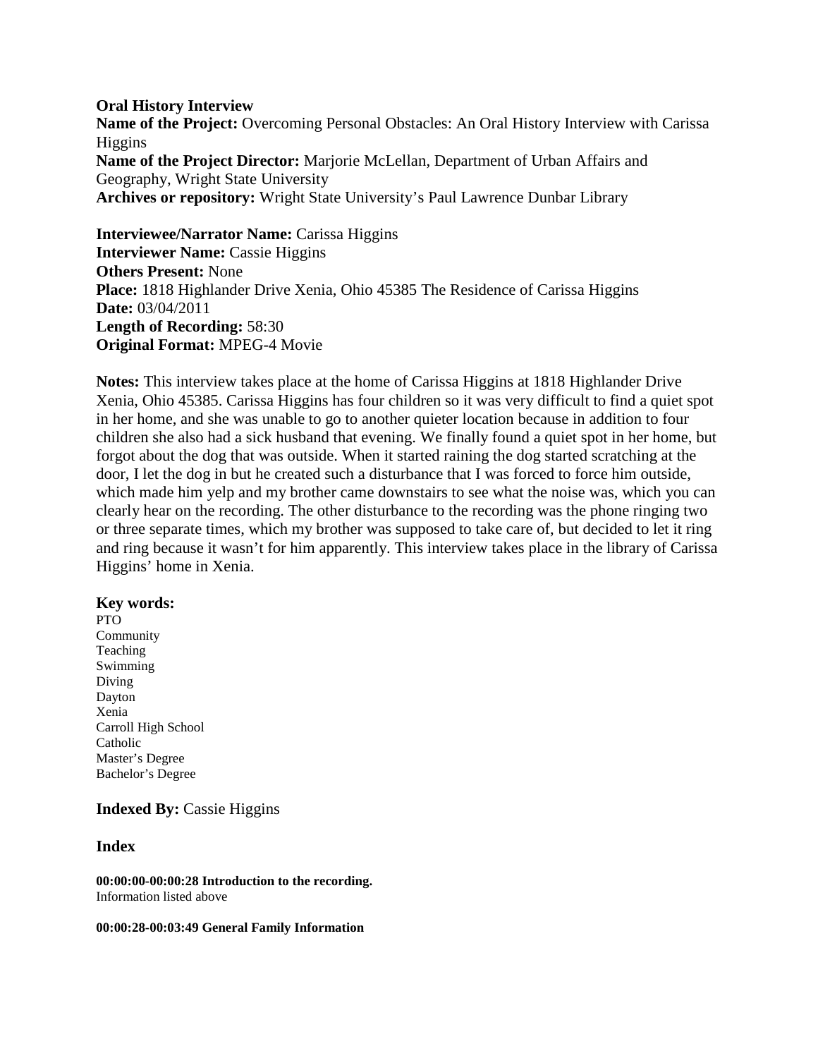**Oral History Interview**
**Name of the Project:** Overcoming Personal Obstacles: An Oral History Interview with Carissa Higgins
**Name of the Project Director:** Marjorie McLellan, Department of Urban Affairs and Geography, Wright State University
**Archives or repository:** Wright State University's Paul Lawrence Dunbar Library

**Interviewee/Narrator Name:** Carissa Higgins
**Interviewer Name:** Cassie Higgins
**Others Present:** None
**Place:** 1818 Highlander Drive Xenia, Ohio 45385 The Residence of Carissa Higgins
**Date:** 03/04/2011
**Length of Recording:** 58:30
**Original Format:** MPEG-4 Movie

**Notes:** This interview takes place at the home of Carissa Higgins at 1818 Highlander Drive Xenia, Ohio 45385. Carissa Higgins has four children so it was very difficult to find a quiet spot in her home, and she was unable to go to another quieter location because in addition to four children she also had a sick husband that evening. We finally found a quiet spot in her home, but forgot about the dog that was outside. When it started raining the dog started scratching at the door, I let the dog in but he created such a disturbance that I was forced to force him outside, which made him yelp and my brother came downstairs to see what the noise was, which you can clearly hear on the recording. The other disturbance to the recording was the phone ringing two or three separate times, which my brother was supposed to take care of, but decided to let it ring and ring because it wasn't for him apparently. This interview takes place in the library of Carissa Higgins' home in Xenia.

**Key words:**
PTO
Community
Teaching
Swimming
Diving
Dayton
Xenia
Carroll High School
Catholic
Master's Degree
Bachelor's Degree

**Indexed By:** Cassie Higgins

**Index**

**00:00:00-00:00:28 Introduction to the recording.**
Information listed above

**00:00:28-00:03:49 General Family Information**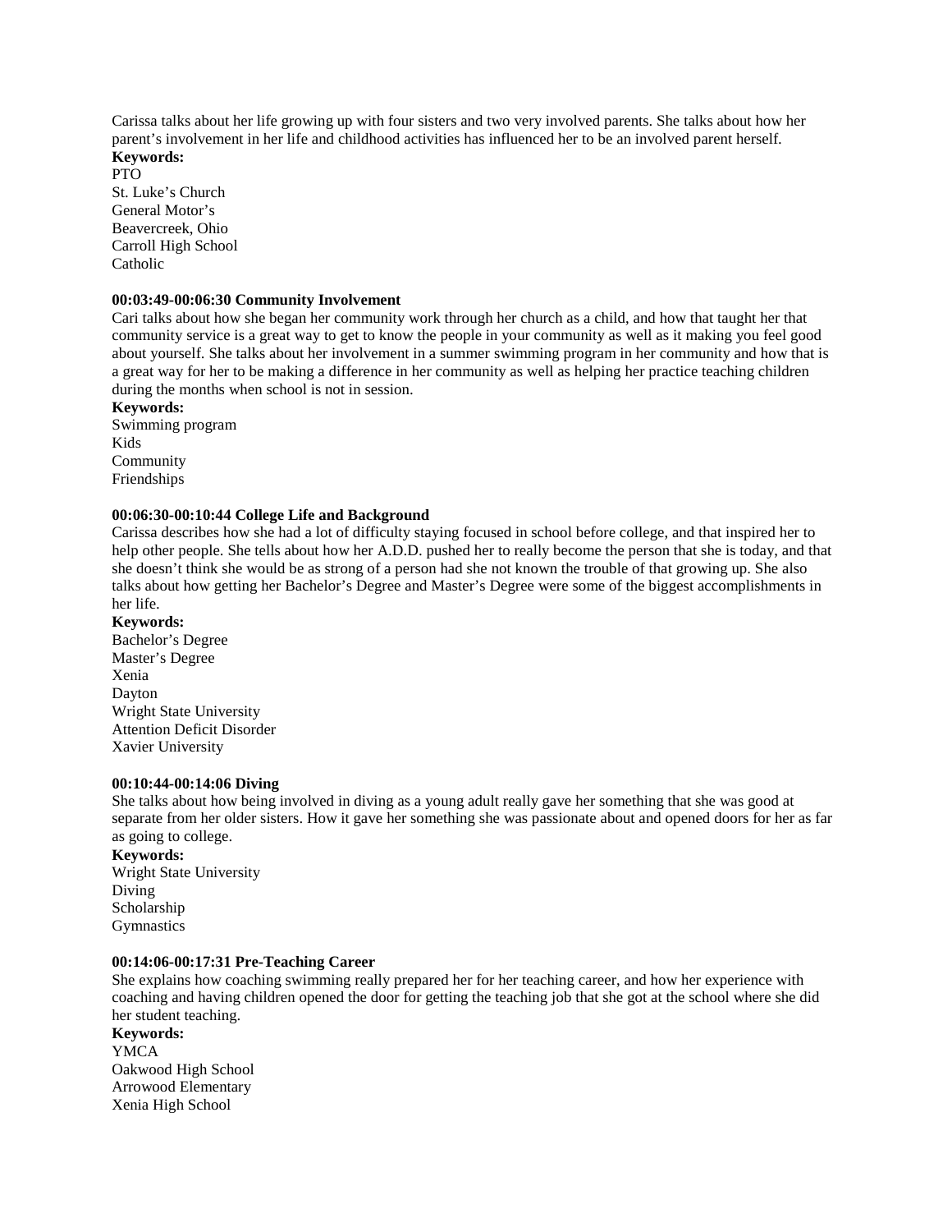Carissa talks about her life growing up with four sisters and two very involved parents. She talks about how her parent's involvement in her life and childhood activities has influenced her to be an involved parent herself.

**Keywords:**
PTO
St. Luke's Church
General Motor's
Beavercreek, Ohio
Carroll High School
Catholic

**00:03:49-00:06:30 Community Involvement**

Cari talks about how she began her community work through her church as a child, and how that taught her that community service is a great way to get to know the people in your community as well as it making you feel good about yourself. She talks about her involvement in a summer swimming program in her community and how that is a great way for her to be making a difference in her community as well as helping her practice teaching children during the months when school is not in session.

**Keywords:**
Swimming program
Kids
Community
Friendships

**00:06:30-00:10:44 College Life and Background**

Carissa describes how she had a lot of difficulty staying focused in school before college, and that inspired her to help other people. She tells about how her A.D.D. pushed her to really become the person that she is today, and that she doesn't think she would be as strong of a person had she not known the trouble of that growing up. She also talks about how getting her Bachelor's Degree and Master's Degree were some of the biggest accomplishments in her life.

**Keywords:**
Bachelor's Degree
Master's Degree
Xenia
Dayton
Wright State University
Attention Deficit Disorder
Xavier University

**00:10:44-00:14:06 Diving**

She talks about how being involved in diving as a young adult really gave her something that she was good at separate from her older sisters. How it gave her something she was passionate about and opened doors for her as far as going to college.

**Keywords:**
Wright State University
Diving
Scholarship
Gymnastics

**00:14:06-00:17:31 Pre-Teaching Career**

She explains how coaching swimming really prepared her for her teaching career, and how her experience with coaching and having children opened the door for getting the teaching job that she got at the school where she did her student teaching.

**Keywords:**
YMCA
Oakwood High School
Arrowood Elementary
Xenia High School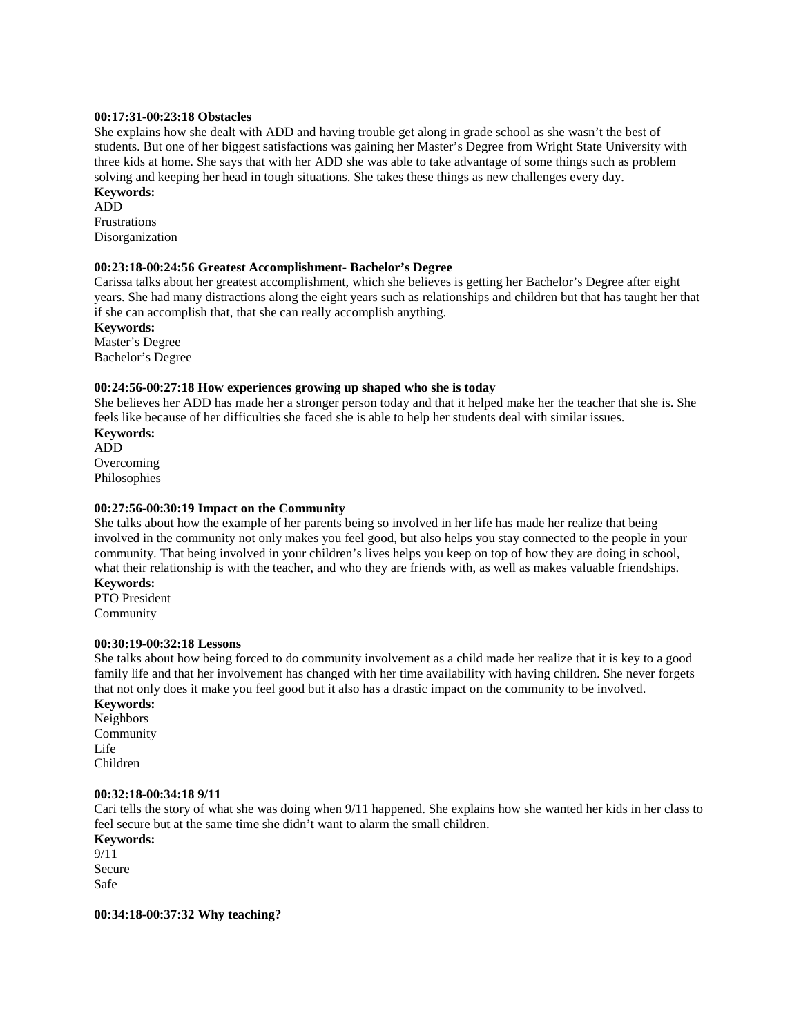**00:17:31-00:23:18 Obstacles**

She explains how she dealt with ADD and having trouble get along in grade school as she wasn't the best of students. But one of her biggest satisfactions was gaining her Master's Degree from Wright State University with three kids at home. She says that with her ADD she was able to take advantage of some things such as problem solving and keeping her head in tough situations. She takes these things as new challenges every day.

**Keywords:**

ADD
Frustrations
Disorganization

**00:23:18-00:24:56 Greatest Accomplishment- Bachelor's Degree**

Carissa talks about her greatest accomplishment, which she believes is getting her Bachelor's Degree after eight years. She had many distractions along the eight years such as relationships and children but that has taught her that if she can accomplish that, that she can really accomplish anything.

**Keywords:**

Master's Degree
Bachelor's Degree

**00:24:56-00:27:18 How experiences growing up shaped who she is today**

She believes her ADD has made her a stronger person today and that it helped make her the teacher that she is. She feels like because of her difficulties she faced she is able to help her students deal with similar issues.

**Keywords:**

ADD
Overcoming
Philosophies

**00:27:56-00:30:19 Impact on the Community**

She talks about how the example of her parents being so involved in her life has made her realize that being involved in the community not only makes you feel good, but also helps you stay connected to the people in your community. That being involved in your children's lives helps you keep on top of how they are doing in school, what their relationship is with the teacher, and who they are friends with, as well as makes valuable friendships.

**Keywords:**

PTO President
Community

**00:30:19-00:32:18 Lessons**

She talks about how being forced to do community involvement as a child made her realize that it is key to a good family life and that her involvement has changed with her time availability with having children. She never forgets that not only does it make you feel good but it also has a drastic impact on the community to be involved.

**Keywords:**

Neighbors
Community
Life
Children

**00:32:18-00:34:18 9/11**

Cari tells the story of what she was doing when 9/11 happened. She explains how she wanted her kids in her class to feel secure but at the same time she didn't want to alarm the small children.

**Keywords:**

9/11
Secure
Safe

**00:34:18-00:37:32 Why teaching?**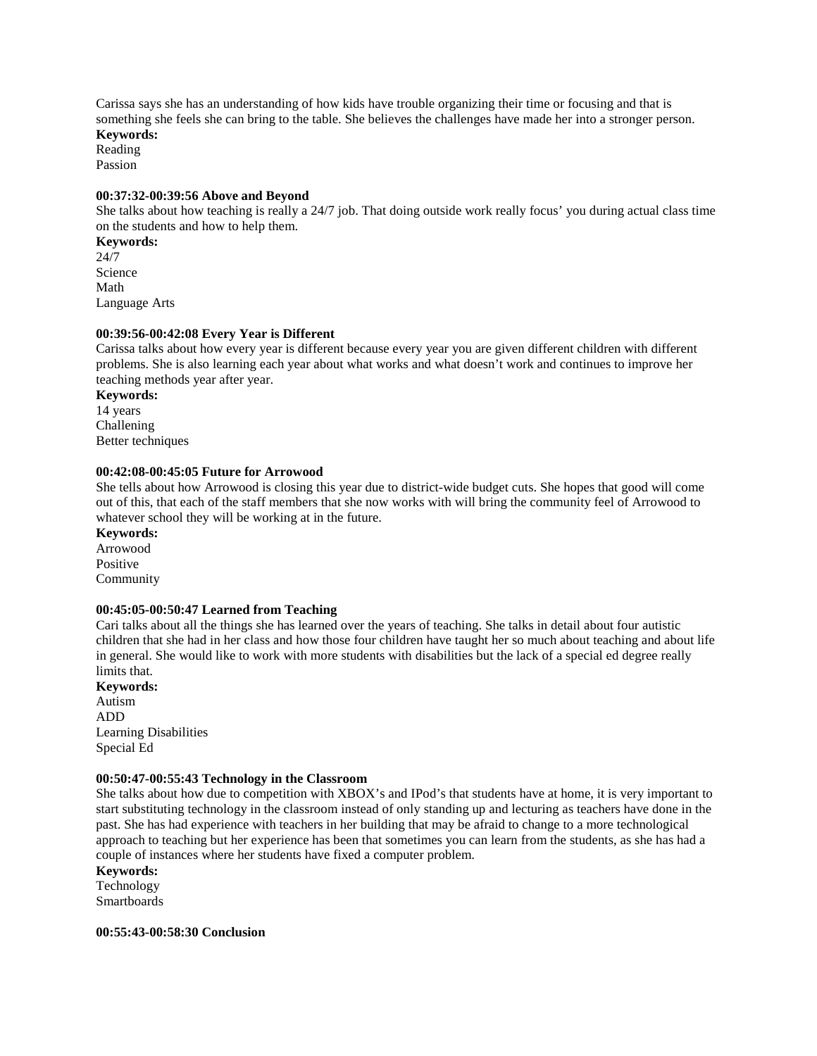Carissa says she has an understanding of how kids have trouble organizing their time or focusing and that is something she feels she can bring to the table. She believes the challenges have made her into a stronger person.

**Keywords:**
Reading
Passion

**00:37:32-00:39:56 Above and Beyond**

She talks about how teaching is really a 24/7 job. That doing outside work really focus' you during actual class time on the students and how to help them.

**Keywords:**
24/7
Science
Math
Language Arts

**00:39:56-00:42:08 Every Year is Different**

Carissa talks about how every year is different because every year you are given different children with different problems. She is also learning each year about what works and what doesn't work and continues to improve her teaching methods year after year.

**Keywords:**
14 years
Challening
Better techniques

**00:42:08-00:45:05 Future for Arrowood**

She tells about how Arrowood is closing this year due to district-wide budget cuts. She hopes that good will come out of this, that each of the staff members that she now works with will bring the community feel of Arrowood to whatever school they will be working at in the future.

**Keywords:**
Arrowood
Positive
Community

**00:45:05-00:50:47 Learned from Teaching**

Cari talks about all the things she has learned over the years of teaching. She talks in detail about four autistic children that she had in her class and how those four children have taught her so much about teaching and about life in general. She would like to work with more students with disabilities but the lack of a special ed degree really limits that.

**Keywords:**
Autism
ADD
Learning Disabilities
Special Ed

**00:50:47-00:55:43 Technology in the Classroom**

She talks about how due to competition with XBOX's and IPod's that students have at home, it is very important to start substituting technology in the classroom instead of only standing up and lecturing as teachers have done in the past. She has had experience with teachers in her building that may be afraid to change to a more technological approach to teaching but her experience has been that sometimes you can learn from the students, as she has had a couple of instances where her students have fixed a computer problem.

**Keywords:**
Technology
Smartboards

**00:55:43-00:58:30 Conclusion**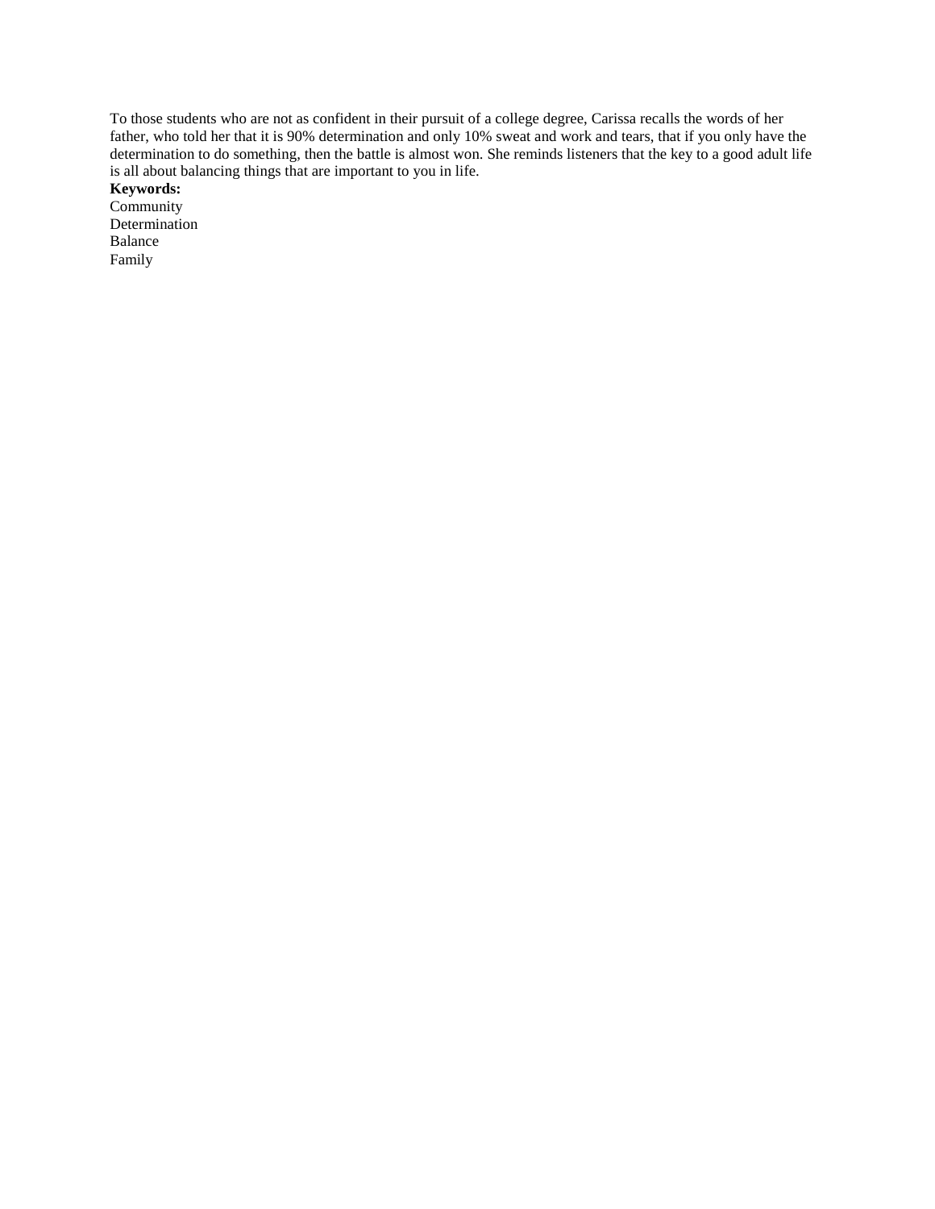To those students who are not as confident in their pursuit of a college degree, Carissa recalls the words of her father, who told her that it is 90% determination and only 10% sweat and work and tears, that if you only have the determination to do something, then the battle is almost won. She reminds listeners that the key to a good adult life is all about balancing things that are important to you in life.

**Keywords:**

Community  
Determination  
Balance  
Family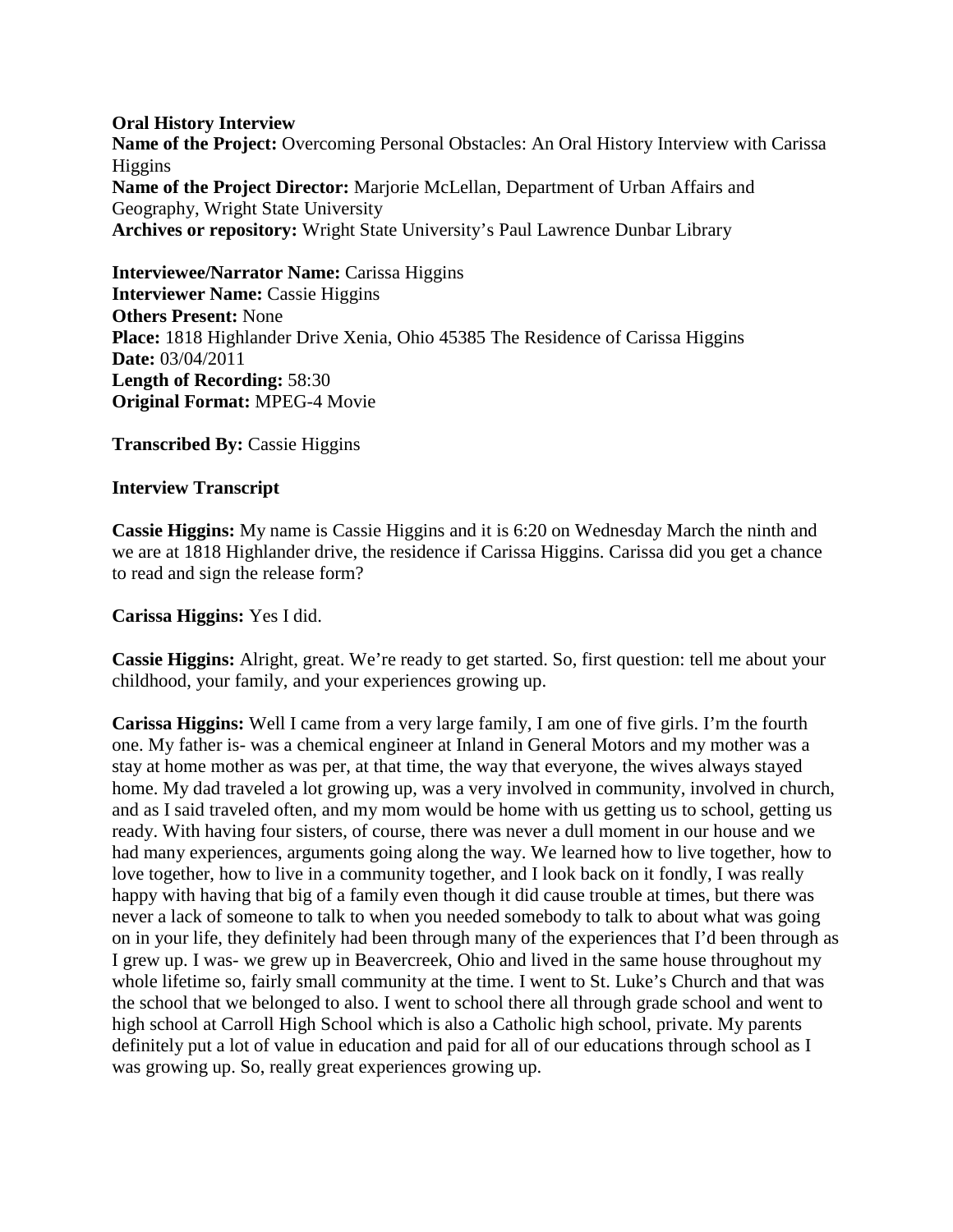**Oral History Interview**
**Name of the Project:** Overcoming Personal Obstacles: An Oral History Interview with Carissa Higgins
**Name of the Project Director:** Marjorie McLellan, Department of Urban Affairs and Geography, Wright State University
**Archives or repository:** Wright State University's Paul Lawrence Dunbar Library

**Interviewee/Narrator Name:** Carissa Higgins
**Interviewer Name:** Cassie Higgins
**Others Present:** None
**Place:** 1818 Highlander Drive Xenia, Ohio 45385 The Residence of Carissa Higgins
**Date:** 03/04/2011
**Length of Recording:** 58:30
**Original Format:** MPEG-4 Movie

**Transcribed By:** Cassie Higgins

**Interview Transcript**

**Cassie Higgins:** My name is Cassie Higgins and it is 6:20 on Wednesday March the ninth and we are at 1818 Highlander drive, the residence if Carissa Higgins. Carissa did you get a chance to read and sign the release form?

**Carissa Higgins:** Yes I did.

**Cassie Higgins:** Alright, great. We're ready to get started. So, first question: tell me about your childhood, your family, and your experiences growing up.

**Carissa Higgins:** Well I came from a very large family, I am one of five girls. I'm the fourth one. My father is- was a chemical engineer at Inland in General Motors and my mother was a stay at home mother as was per, at that time, the way that everyone, the wives always stayed home. My dad traveled a lot growing up, was a very involved in community, involved in church, and as I said traveled often, and my mom would be home with us getting us to school, getting us ready. With having four sisters, of course, there was never a dull moment in our house and we had many experiences, arguments going along the way. We learned how to live together, how to love together, how to live in a community together, and I look back on it fondly, I was really happy with having that big of a family even though it did cause trouble at times, but there was never a lack of someone to talk to when you needed somebody to talk to about what was going on in your life, they definitely had been through many of the experiences that I'd been through as I grew up. I was- we grew up in Beavercreek, Ohio and lived in the same house throughout my whole lifetime so, fairly small community at the time. I went to St. Luke's Church and that was the school that we belonged to also. I went to school there all through grade school and went to high school at Carroll High School which is also a Catholic high school, private. My parents definitely put a lot of value in education and paid for all of our educations through school as I was growing up. So, really great experiences growing up.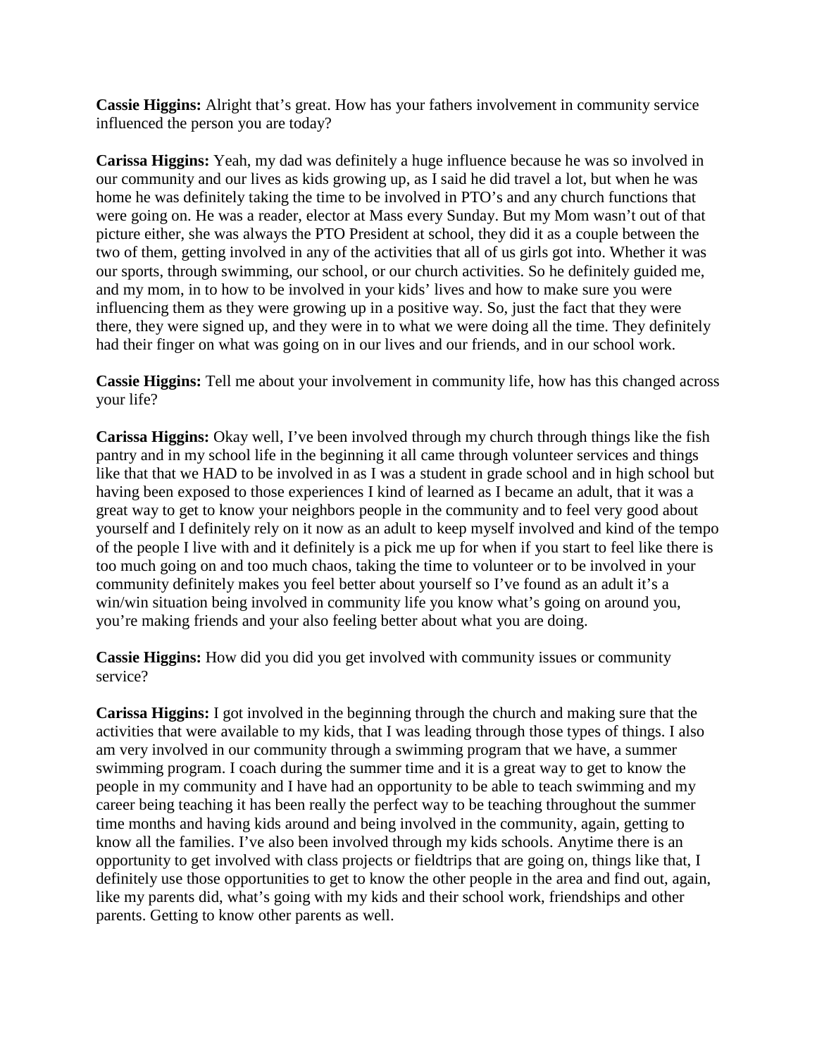**Cassie Higgins:** Alright that's great. How has your fathers involvement in community service influenced the person you are today?

**Carissa Higgins:** Yeah, my dad was definitely a huge influence because he was so involved in our community and our lives as kids growing up, as I said he did travel a lot, but when he was home he was definitely taking the time to be involved in PTO's and any church functions that were going on. He was a reader, elector at Mass every Sunday. But my Mom wasn't out of that picture either, she was always the PTO President at school, they did it as a couple between the two of them, getting involved in any of the activities that all of us girls got into. Whether it was our sports, through swimming, our school, or our church activities. So he definitely guided me, and my mom, in to how to be involved in your kids' lives and how to make sure you were influencing them as they were growing up in a positive way. So, just the fact that they were there, they were signed up, and they were in to what we were doing all the time. They definitely had their finger on what was going on in our lives and our friends, and in our school work.

**Cassie Higgins:** Tell me about your involvement in community life, how has this changed across your life?

**Carissa Higgins:** Okay well, I've been involved through my church through things like the fish pantry and in my school life in the beginning it all came through volunteer services and things like that that we HAD to be involved in as I was a student in grade school and in high school but having been exposed to those experiences I kind of learned as I became an adult, that it was a great way to get to know your neighbors people in the community and to feel very good about yourself and I definitely rely on it now as an adult to keep myself involved and kind of the tempo of the people I live with and it definitely is a pick me up for when if you start to feel like there is too much going on and too much chaos, taking the time to volunteer or to be involved in your community definitely makes you feel better about yourself so I've found as an adult it's a win/win situation being involved in community life you know what's going on around you, you're making friends and your also feeling better about what you are doing.

**Cassie Higgins:** How did you did you get involved with community issues or community service?

**Carissa Higgins:** I got involved in the beginning through the church and making sure that the activities that were available to my kids, that I was leading through those types of things. I also am very involved in our community through a swimming program that we have, a summer swimming program. I coach during the summer time and it is a great way to get to know the people in my community and I have had an opportunity to be able to teach swimming and my career being teaching it has been really the perfect way to be teaching throughout the summer time months and having kids around and being involved in the community, again, getting to know all the families. I've also been involved through my kids schools. Anytime there is an opportunity to get involved with class projects or fieldtrips that are going on, things like that, I definitely use those opportunities to get to know the other people in the area and find out, again, like my parents did, what's going with my kids and their school work, friendships and other parents. Getting to know other parents as well.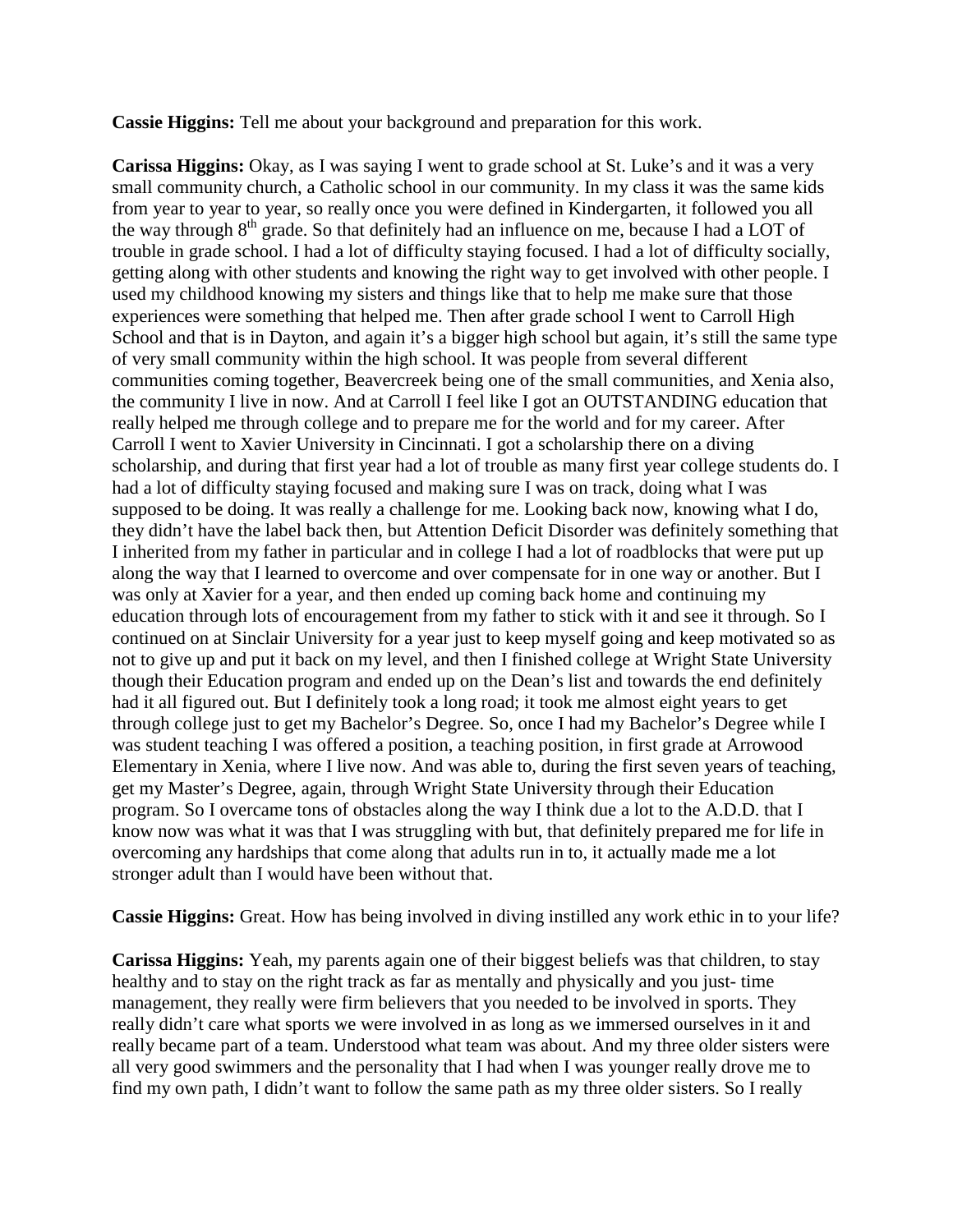**Cassie Higgins:** Tell me about your background and preparation for this work.

**Carissa Higgins:** Okay, as I was saying I went to grade school at St. Luke's and it was a very small community church, a Catholic school in our community. In my class it was the same kids from year to year to year, so really once you were defined in Kindergarten, it followed you all the way through 8th grade. So that definitely had an influence on me, because I had a LOT of trouble in grade school. I had a lot of difficulty staying focused. I had a lot of difficulty socially, getting along with other students and knowing the right way to get involved with other people. I used my childhood knowing my sisters and things like that to help me make sure that those experiences were something that helped me. Then after grade school I went to Carroll High School and that is in Dayton, and again it's a bigger high school but again, it's still the same type of very small community within the high school. It was people from several different communities coming together, Beavercreek being one of the small communities, and Xenia also, the community I live in now. And at Carroll I feel like I got an OUTSTANDING education that really helped me through college and to prepare me for the world and for my career. After Carroll I went to Xavier University in Cincinnati. I got a scholarship there on a diving scholarship, and during that first year had a lot of trouble as many first year college students do. I had a lot of difficulty staying focused and making sure I was on track, doing what I was supposed to be doing. It was really a challenge for me. Looking back now, knowing what I do, they didn't have the label back then, but Attention Deficit Disorder was definitely something that I inherited from my father in particular and in college I had a lot of roadblocks that were put up along the way that I learned to overcome and over compensate for in one way or another. But I was only at Xavier for a year, and then ended up coming back home and continuing my education through lots of encouragement from my father to stick with it and see it through. So I continued on at Sinclair University for a year just to keep myself going and keep motivated so as not to give up and put it back on my level, and then I finished college at Wright State University though their Education program and ended up on the Dean's list and towards the end definitely had it all figured out. But I definitely took a long road; it took me almost eight years to get through college just to get my Bachelor's Degree. So, once I had my Bachelor's Degree while I was student teaching I was offered a position, a teaching position, in first grade at Arrowood Elementary in Xenia, where I live now. And was able to, during the first seven years of teaching, get my Master's Degree, again, through Wright State University through their Education program. So I overcame tons of obstacles along the way I think due a lot to the A.D.D. that I know now was what it was that I was struggling with but, that definitely prepared me for life in overcoming any hardships that come along that adults run in to, it actually made me a lot stronger adult than I would have been without that.

**Cassie Higgins:** Great. How has being involved in diving instilled any work ethic in to your life?

**Carissa Higgins:** Yeah, my parents again one of their biggest beliefs was that children, to stay healthy and to stay on the right track as far as mentally and physically and you just- time management, they really were firm believers that you needed to be involved in sports. They really didn't care what sports we were involved in as long as we immersed ourselves in it and really became part of a team. Understood what team was about. And my three older sisters were all very good swimmers and the personality that I had when I was younger really drove me to find my own path, I didn't want to follow the same path as my three older sisters. So I really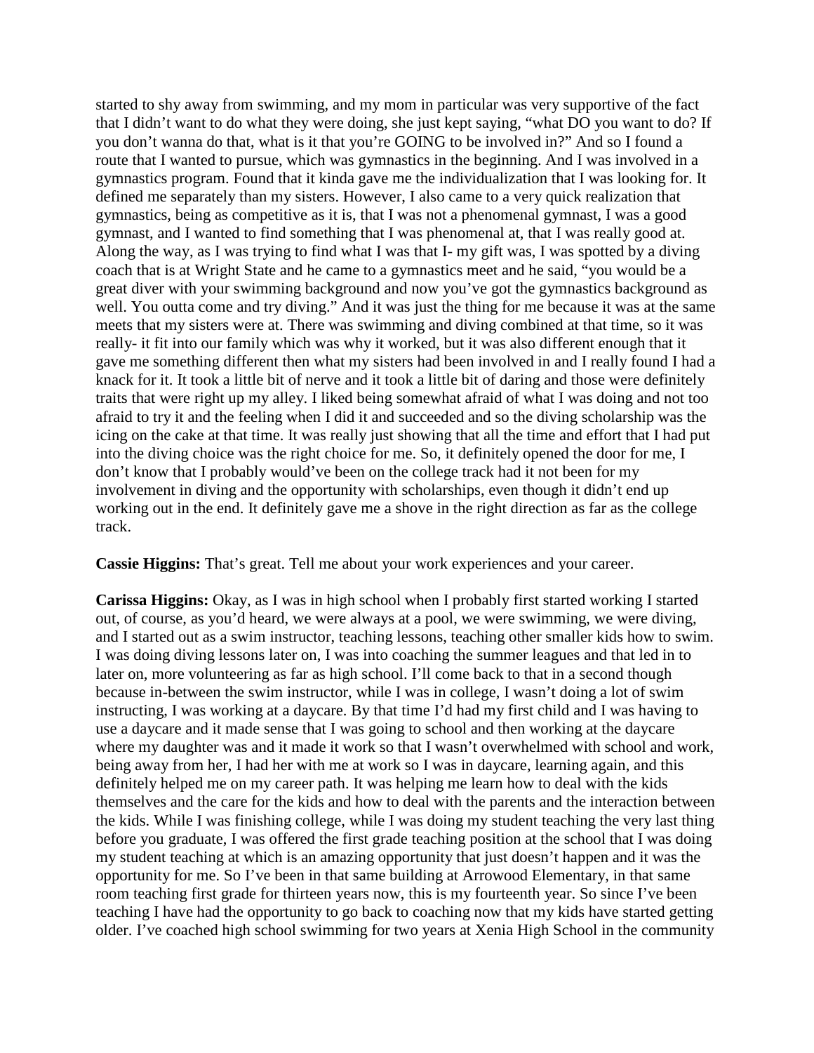started to shy away from swimming, and my mom in particular was very supportive of the fact that I didn't want to do what they were doing, she just kept saying, "what DO you want to do? If you don't wanna do that, what is it that you're GOING to be involved in?" And so I found a route that I wanted to pursue, which was gymnastics in the beginning. And I was involved in a gymnastics program. Found that it kinda gave me the individualization that I was looking for. It defined me separately than my sisters. However, I also came to a very quick realization that gymnastics, being as competitive as it is, that I was not a phenomenal gymnast, I was a good gymnast, and I wanted to find something that I was phenomenal at, that I was really good at. Along the way, as I was trying to find what I was that I- my gift was, I was spotted by a diving coach that is at Wright State and he came to a gymnastics meet and he said, "you would be a great diver with your swimming background and now you've got the gymnastics background as well. You outta come and try diving." And it was just the thing for me because it was at the same meets that my sisters were at. There was swimming and diving combined at that time, so it was really- it fit into our family which was why it worked, but it was also different enough that it gave me something different then what my sisters had been involved in and I really found I had a knack for it. It took a little bit of nerve and it took a little bit of daring and those were definitely traits that were right up my alley. I liked being somewhat afraid of what I was doing and not too afraid to try it and the feeling when I did it and succeeded and so the diving scholarship was the icing on the cake at that time. It was really just showing that all the time and effort that I had put into the diving choice was the right choice for me. So, it definitely opened the door for me, I don't know that I probably would've been on the college track had it not been for my involvement in diving and the opportunity with scholarships, even though it didn't end up working out in the end. It definitely gave me a shove in the right direction as far as the college track.

**Cassie Higgins:** That's great. Tell me about your work experiences and your career.

**Carissa Higgins:** Okay, as I was in high school when I probably first started working I started out, of course, as you'd heard, we were always at a pool, we were swimming, we were diving, and I started out as a swim instructor, teaching lessons, teaching other smaller kids how to swim. I was doing diving lessons later on, I was into coaching the summer leagues and that led in to later on, more volunteering as far as high school. I'll come back to that in a second though because in-between the swim instructor, while I was in college, I wasn't doing a lot of swim instructing, I was working at a daycare. By that time I'd had my first child and I was having to use a daycare and it made sense that I was going to school and then working at the daycare where my daughter was and it made it work so that I wasn't overwhelmed with school and work, being away from her, I had her with me at work so I was in daycare, learning again, and this definitely helped me on my career path. It was helping me learn how to deal with the kids themselves and the care for the kids and how to deal with the parents and the interaction between the kids. While I was finishing college, while I was doing my student teaching the very last thing before you graduate, I was offered the first grade teaching position at the school that I was doing my student teaching at which is an amazing opportunity that just doesn't happen and it was the opportunity for me. So I've been in that same building at Arrowood Elementary, in that same room teaching first grade for thirteen years now, this is my fourteenth year. So since I've been teaching I have had the opportunity to go back to coaching now that my kids have started getting older. I've coached high school swimming for two years at Xenia High School in the community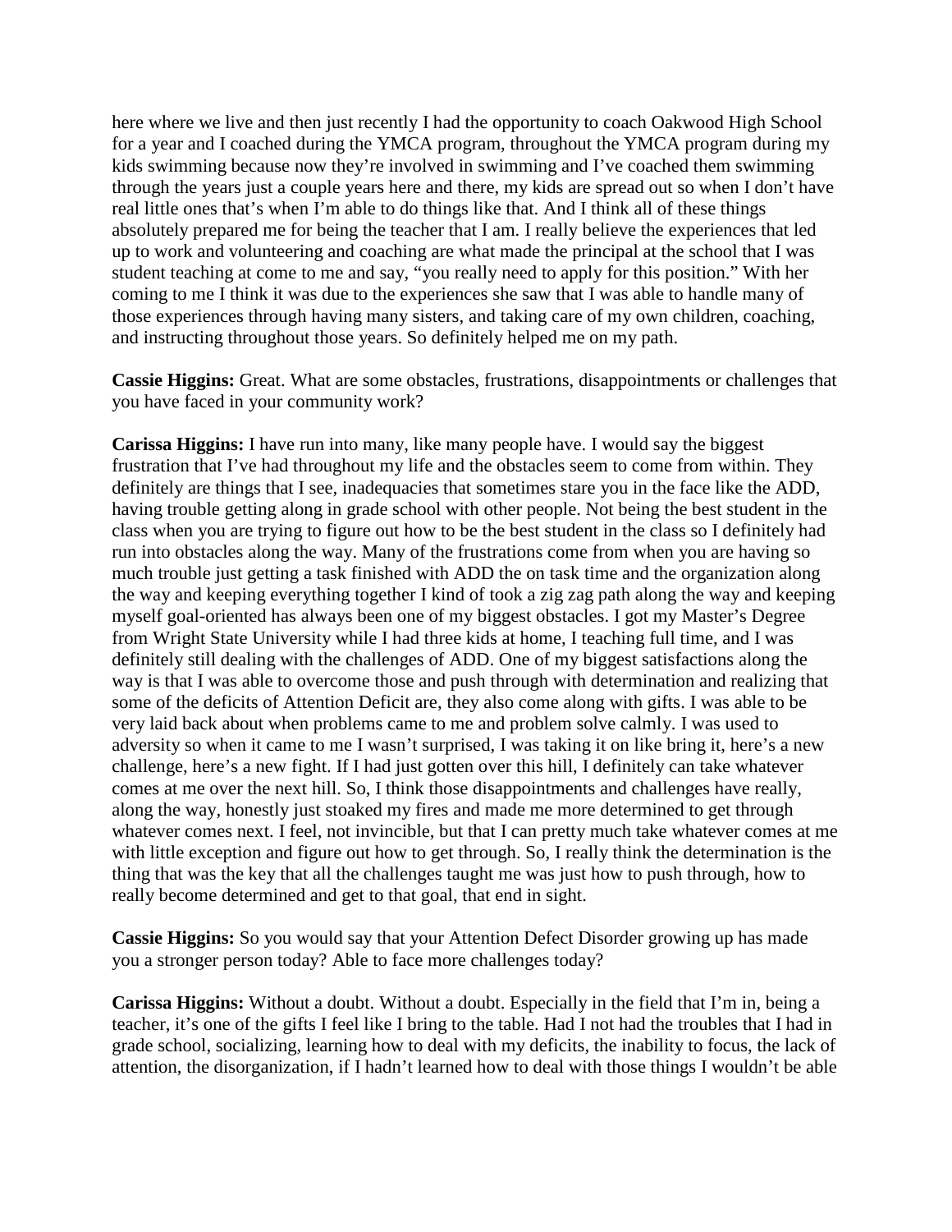here where we live and then just recently I had the opportunity to coach Oakwood High School for a year and I coached during the YMCA program, throughout the YMCA program during my kids swimming because now they're involved in swimming and I've coached them swimming through the years just a couple years here and there, my kids are spread out so when I don't have real little ones that's when I'm able to do things like that. And I think all of these things absolutely prepared me for being the teacher that I am. I really believe the experiences that led up to work and volunteering and coaching are what made the principal at the school that I was student teaching at come to me and say, "you really need to apply for this position." With her coming to me I think it was due to the experiences she saw that I was able to handle many of those experiences through having many sisters, and taking care of my own children, coaching, and instructing throughout those years. So definitely helped me on my path.

**Cassie Higgins:** Great. What are some obstacles, frustrations, disappointments or challenges that you have faced in your community work?

**Carissa Higgins:** I have run into many, like many people have. I would say the biggest frustration that I've had throughout my life and the obstacles seem to come from within. They definitely are things that I see, inadequacies that sometimes stare you in the face like the ADD, having trouble getting along in grade school with other people. Not being the best student in the class when you are trying to figure out how to be the best student in the class so I definitely had run into obstacles along the way. Many of the frustrations come from when you are having so much trouble just getting a task finished with ADD the on task time and the organization along the way and keeping everything together I kind of took a zig zag path along the way and keeping myself goal-oriented has always been one of my biggest obstacles. I got my Master's Degree from Wright State University while I had three kids at home, I teaching full time, and I was definitely still dealing with the challenges of ADD. One of my biggest satisfactions along the way is that I was able to overcome those and push through with determination and realizing that some of the deficits of Attention Deficit are, they also come along with gifts. I was able to be very laid back about when problems came to me and problem solve calmly. I was used to adversity so when it came to me I wasn't surprised, I was taking it on like bring it, here's a new challenge, here's a new fight. If I had just gotten over this hill, I definitely can take whatever comes at me over the next hill. So, I think those disappointments and challenges have really, along the way, honestly just stoaked my fires and made me more determined to get through whatever comes next. I feel, not invincible, but that I can pretty much take whatever comes at me with little exception and figure out how to get through. So, I really think the determination is the thing that was the key that all the challenges taught me was just how to push through, how to really become determined and get to that goal, that end in sight.

**Cassie Higgins:** So you would say that your Attention Defect Disorder growing up has made you a stronger person today? Able to face more challenges today?

**Carissa Higgins:** Without a doubt. Without a doubt. Especially in the field that I'm in, being a teacher, it's one of the gifts I feel like I bring to the table. Had I not had the troubles that I had in grade school, socializing, learning how to deal with my deficits, the inability to focus, the lack of attention, the disorganization, if I hadn't learned how to deal with those things I wouldn't be able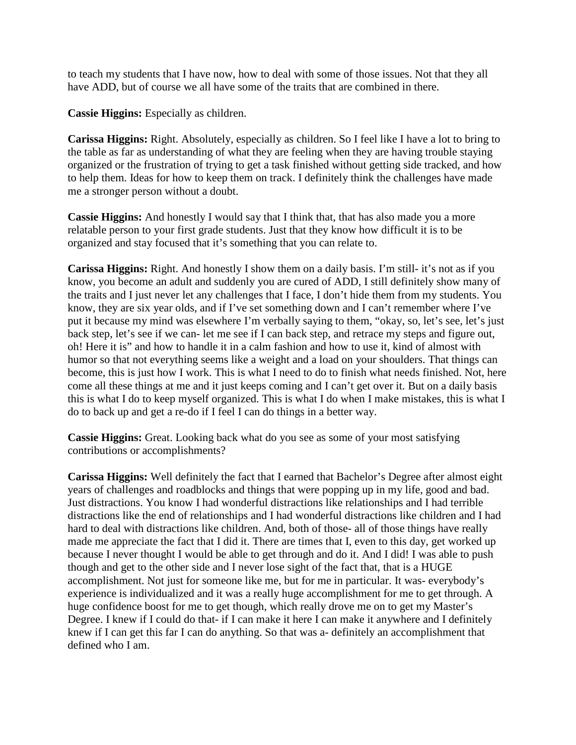to teach my students that I have now, how to deal with some of those issues. Not that they all have ADD, but of course we all have some of the traits that are combined in there.

**Cassie Higgins:** Especially as children.

**Carissa Higgins:** Right. Absolutely, especially as children. So I feel like I have a lot to bring to the table as far as understanding of what they are feeling when they are having trouble staying organized or the frustration of trying to get a task finished without getting side tracked, and how to help them. Ideas for how to keep them on track. I definitely think the challenges have made me a stronger person without a doubt.

**Cassie Higgins:** And honestly I would say that I think that, that has also made you a more relatable person to your first grade students. Just that they know how difficult it is to be organized and stay focused that it's something that you can relate to.

**Carissa Higgins:** Right. And honestly I show them on a daily basis. I'm still- it's not as if you know, you become an adult and suddenly you are cured of ADD, I still definitely show many of the traits and I just never let any challenges that I face, I don't hide them from my students. You know, they are six year olds, and if I've set something down and I can't remember where I've put it because my mind was elsewhere I'm verbally saying to them, "okay, so, let's see, let's just back step, let's see if we can- let me see if I can back step, and retrace my steps and figure out, oh! Here it is" and how to handle it in a calm fashion and how to use it, kind of almost with humor so that not everything seems like a weight and a load on your shoulders. That things can become, this is just how I work. This is what I need to do to finish what needs finished. Not, here come all these things at me and it just keeps coming and I can't get over it. But on a daily basis this is what I do to keep myself organized. This is what I do when I make mistakes, this is what I do to back up and get a re-do if I feel I can do things in a better way.

**Cassie Higgins:** Great. Looking back what do you see as some of your most satisfying contributions or accomplishments?

**Carissa Higgins:** Well definitely the fact that I earned that Bachelor's Degree after almost eight years of challenges and roadblocks and things that were popping up in my life, good and bad. Just distractions. You know I had wonderful distractions like relationships and I had terrible distractions like the end of relationships and I had wonderful distractions like children and I had hard to deal with distractions like children. And, both of those- all of those things have really made me appreciate the fact that I did it. There are times that I, even to this day, get worked up because I never thought I would be able to get through and do it. And I did! I was able to push though and get to the other side and I never lose sight of the fact that, that is a HUGE accomplishment. Not just for someone like me, but for me in particular. It was- everybody's experience is individualized and it was a really huge accomplishment for me to get through. A huge confidence boost for me to get though, which really drove me on to get my Master's Degree. I knew if I could do that- if I can make it here I can make it anywhere and I definitely knew if I can get this far I can do anything. So that was a- definitely an accomplishment that defined who I am.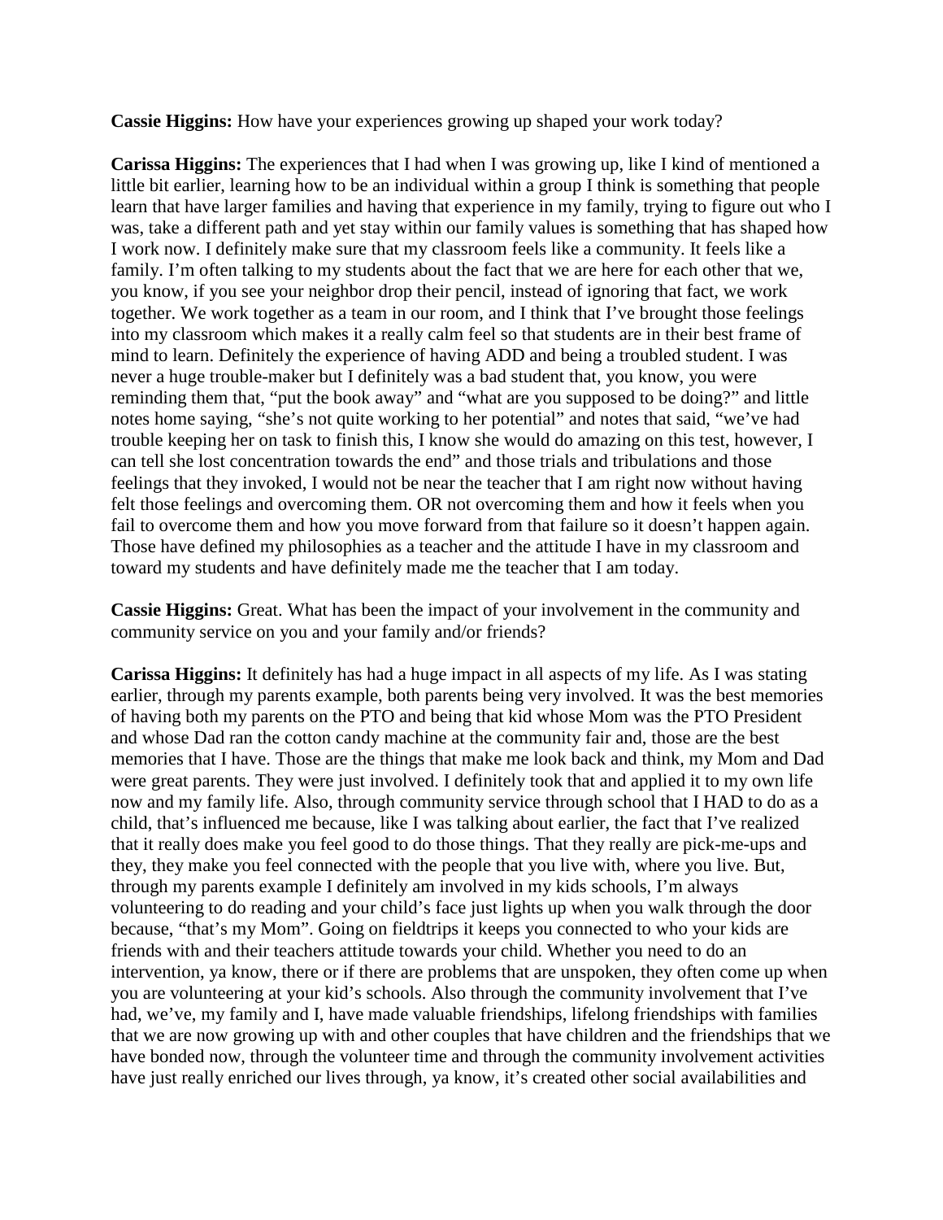**Cassie Higgins:** How have your experiences growing up shaped your work today?

**Carissa Higgins:** The experiences that I had when I was growing up, like I kind of mentioned a little bit earlier, learning how to be an individual within a group I think is something that people learn that have larger families and having that experience in my family, trying to figure out who I was, take a different path and yet stay within our family values is something that has shaped how I work now. I definitely make sure that my classroom feels like a community. It feels like a family. I'm often talking to my students about the fact that we are here for each other that we, you know, if you see your neighbor drop their pencil, instead of ignoring that fact, we work together. We work together as a team in our room, and I think that I've brought those feelings into my classroom which makes it a really calm feel so that students are in their best frame of mind to learn. Definitely the experience of having ADD and being a troubled student. I was never a huge trouble-maker but I definitely was a bad student that, you know, you were reminding them that, "put the book away" and "what are you supposed to be doing?" and little notes home saying, "she's not quite working to her potential" and notes that said, "we've had trouble keeping her on task to finish this, I know she would do amazing on this test, however, I can tell she lost concentration towards the end" and those trials and tribulations and those feelings that they invoked, I would not be near the teacher that I am right now without having felt those feelings and overcoming them. OR not overcoming them and how it feels when you fail to overcome them and how you move forward from that failure so it doesn't happen again. Those have defined my philosophies as a teacher and the attitude I have in my classroom and toward my students and have definitely made me the teacher that I am today.

**Cassie Higgins:** Great. What has been the impact of your involvement in the community and community service on you and your family and/or friends?

**Carissa Higgins:** It definitely has had a huge impact in all aspects of my life. As I was stating earlier, through my parents example, both parents being very involved. It was the best memories of having both my parents on the PTO and being that kid whose Mom was the PTO President and whose Dad ran the cotton candy machine at the community fair and, those are the best memories that I have. Those are the things that make me look back and think, my Mom and Dad were great parents. They were just involved. I definitely took that and applied it to my own life now and my family life. Also, through community service through school that I HAD to do as a child, that's influenced me because, like I was talking about earlier, the fact that I've realized that it really does make you feel good to do those things. That they really are pick-me-ups and they, they make you feel connected with the people that you live with, where you live. But, through my parents example I definitely am involved in my kids schools, I'm always volunteering to do reading and your child's face just lights up when you walk through the door because, "that's my Mom". Going on fieldtrips it keeps you connected to who your kids are friends with and their teachers attitude towards your child. Whether you need to do an intervention, ya know, there or if there are problems that are unspoken, they often come up when you are volunteering at your kid's schools. Also through the community involvement that I've had, we've, my family and I, have made valuable friendships, lifelong friendships with families that we are now growing up with and other couples that have children and the friendships that we have bonded now, through the volunteer time and through the community involvement activities have just really enriched our lives through, ya know, it's created other social availabilities and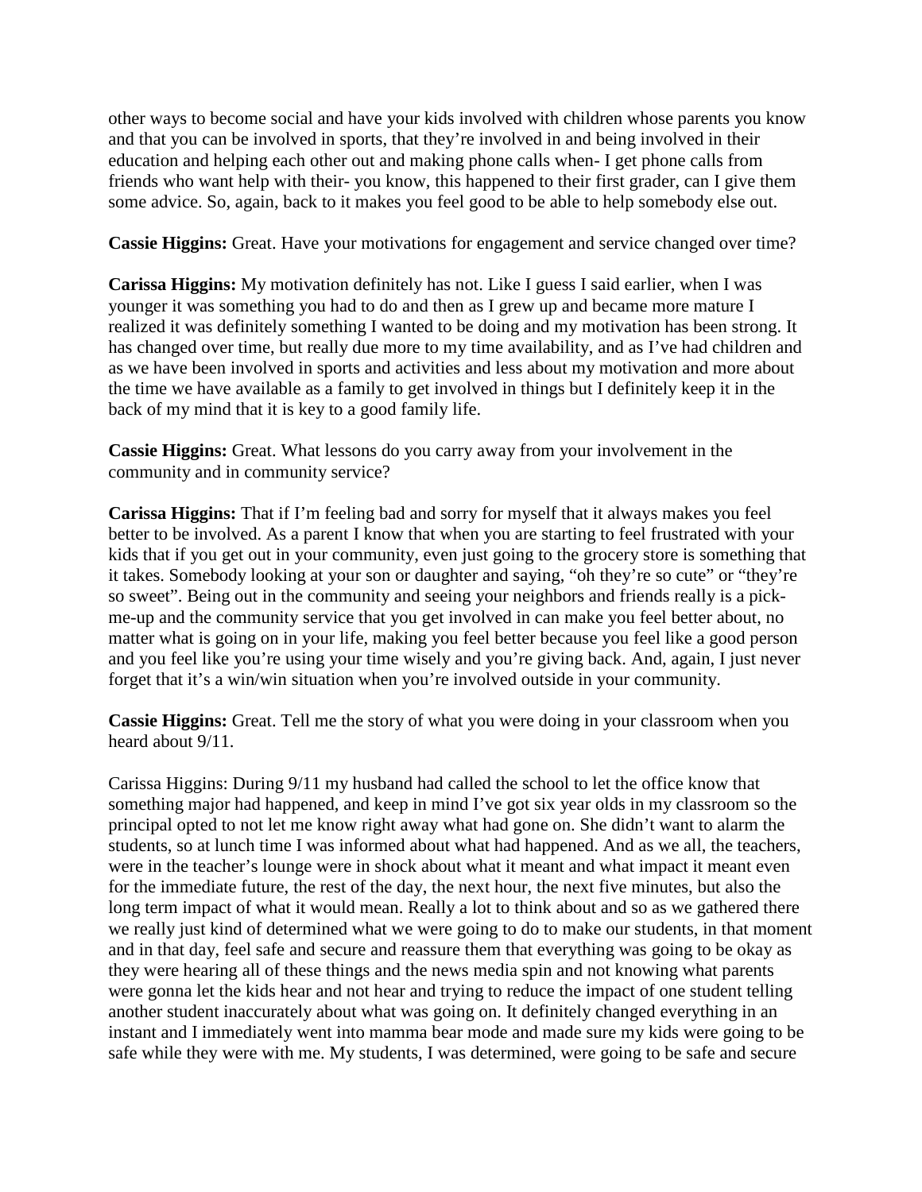other ways to become social and have your kids involved with children whose parents you know and that you can be involved in sports, that they're involved in and being involved in their education and helping each other out and making phone calls when- I get phone calls from friends who want help with their- you know, this happened to their first grader, can I give them some advice. So, again, back to it makes you feel good to be able to help somebody else out.

**Cassie Higgins:** Great. Have your motivations for engagement and service changed over time?

**Carissa Higgins:** My motivation definitely has not. Like I guess I said earlier, when I was younger it was something you had to do and then as I grew up and became more mature I realized it was definitely something I wanted to be doing and my motivation has been strong. It has changed over time, but really due more to my time availability, and as I've had children and as we have been involved in sports and activities and less about my motivation and more about the time we have available as a family to get involved in things but I definitely keep it in the back of my mind that it is key to a good family life.

**Cassie Higgins:** Great. What lessons do you carry away from your involvement in the community and in community service?

**Carissa Higgins:** That if I'm feeling bad and sorry for myself that it always makes you feel better to be involved. As a parent I know that when you are starting to feel frustrated with your kids that if you get out in your community, even just going to the grocery store is something that it takes. Somebody looking at your son or daughter and saying, "oh they're so cute" or "they're so sweet". Being out in the community and seeing your neighbors and friends really is a pick-me-up and the community service that you get involved in can make you feel better about, no matter what is going on in your life, making you feel better because you feel like a good person and you feel like you're using your time wisely and you're giving back. And, again, I just never forget that it's a win/win situation when you're involved outside in your community.

**Cassie Higgins:** Great. Tell me the story of what you were doing in your classroom when you heard about 9/11.

Carissa Higgins: During 9/11 my husband had called the school to let the office know that something major had happened, and keep in mind I've got six year olds in my classroom so the principal opted to not let me know right away what had gone on. She didn't want to alarm the students, so at lunch time I was informed about what had happened. And as we all, the teachers, were in the teacher's lounge were in shock about what it meant and what impact it meant even for the immediate future, the rest of the day, the next hour, the next five minutes, but also the long term impact of what it would mean. Really a lot to think about and so as we gathered there we really just kind of determined what we were going to do to make our students, in that moment and in that day, feel safe and secure and reassure them that everything was going to be okay as they were hearing all of these things and the news media spin and not knowing what parents were gonna let the kids hear and not hear and trying to reduce the impact of one student telling another student inaccurately about what was going on. It definitely changed everything in an instant and I immediately went into mamma bear mode and made sure my kids were going to be safe while they were with me. My students, I was determined, were going to be safe and secure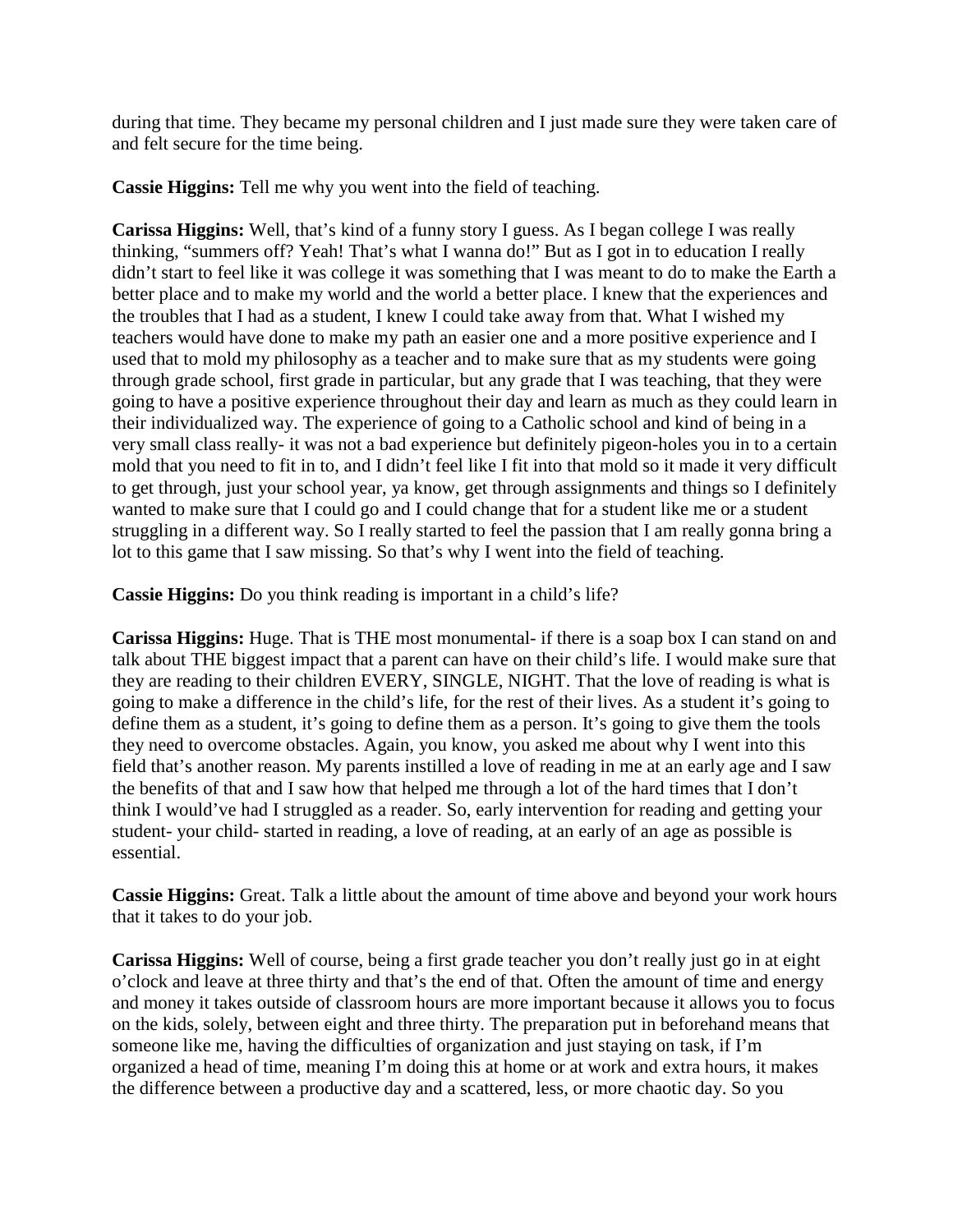during that time. They became my personal children and I just made sure they were taken care of and felt secure for the time being.

**Cassie Higgins:** Tell me why you went into the field of teaching.

**Carissa Higgins:** Well, that's kind of a funny story I guess. As I began college I was really thinking, "summers off? Yeah! That's what I wanna do!" But as I got in to education I really didn't start to feel like it was college it was something that I was meant to do to make the Earth a better place and to make my world and the world a better place. I knew that the experiences and the troubles that I had as a student, I knew I could take away from that. What I wished my teachers would have done to make my path an easier one and a more positive experience and I used that to mold my philosophy as a teacher and to make sure that as my students were going through grade school, first grade in particular, but any grade that I was teaching, that they were going to have a positive experience throughout their day and learn as much as they could learn in their individualized way. The experience of going to a Catholic school and kind of being in a very small class really- it was not a bad experience but definitely pigeon-holes you in to a certain mold that you need to fit in to, and I didn't feel like I fit into that mold so it made it very difficult to get through, just your school year, ya know, get through assignments and things so I definitely wanted to make sure that I could go and I could change that for a student like me or a student struggling in a different way. So I really started to feel the passion that I am really gonna bring a lot to this game that I saw missing. So that's why I went into the field of teaching.

**Cassie Higgins:** Do you think reading is important in a child's life?

**Carissa Higgins:** Huge. That is THE most monumental- if there is a soap box I can stand on and talk about THE biggest impact that a parent can have on their child's life. I would make sure that they are reading to their children EVERY, SINGLE, NIGHT. That the love of reading is what is going to make a difference in the child's life, for the rest of their lives. As a student it's going to define them as a student, it's going to define them as a person. It's going to give them the tools they need to overcome obstacles. Again, you know, you asked me about why I went into this field that's another reason. My parents instilled a love of reading in me at an early age and I saw the benefits of that and I saw how that helped me through a lot of the hard times that I don't think I would've had I struggled as a reader. So, early intervention for reading and getting your student- your child- started in reading, a love of reading, at an early of an age as possible is essential.

**Cassie Higgins:** Great. Talk a little about the amount of time above and beyond your work hours that it takes to do your job.

**Carissa Higgins:** Well of course, being a first grade teacher you don't really just go in at eight o'clock and leave at three thirty and that's the end of that. Often the amount of time and energy and money it takes outside of classroom hours are more important because it allows you to focus on the kids, solely, between eight and three thirty. The preparation put in beforehand means that someone like me, having the difficulties of organization and just staying on task, if I'm organized a head of time, meaning I'm doing this at home or at work and extra hours, it makes the difference between a productive day and a scattered, less, or more chaotic day. So you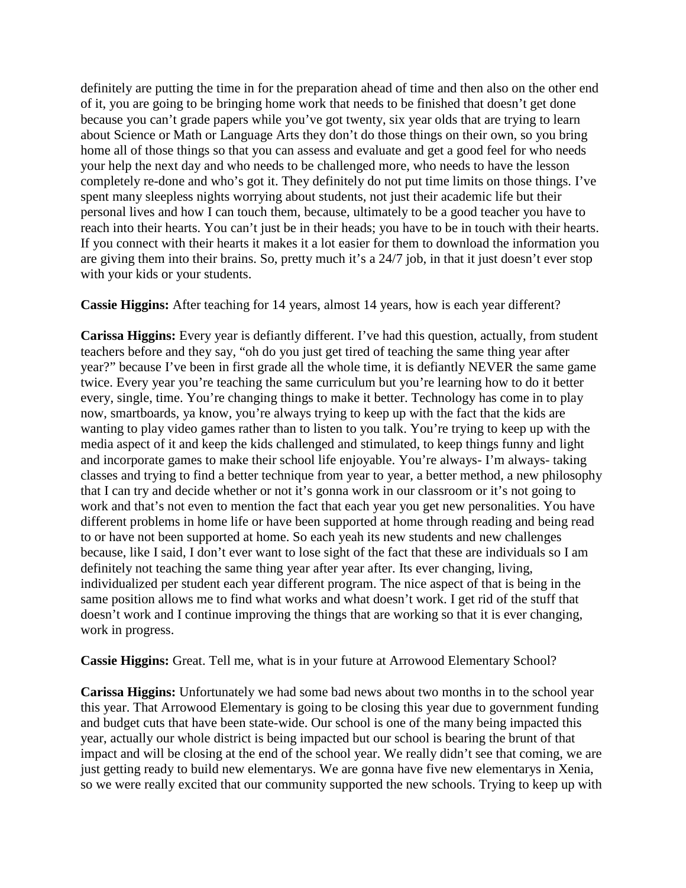definitely are putting the time in for the preparation ahead of time and then also on the other end of it, you are going to be bringing home work that needs to be finished that doesn't get done because you can't grade papers while you've got twenty, six year olds that are trying to learn about Science or Math or Language Arts they don't do those things on their own, so you bring home all of those things so that you can assess and evaluate and get a good feel for who needs your help the next day and who needs to be challenged more, who needs to have the lesson completely re-done and who's got it. They definitely do not put time limits on those things. I've spent many sleepless nights worrying about students, not just their academic life but their personal lives and how I can touch them, because, ultimately to be a good teacher you have to reach into their hearts. You can't just be in their heads; you have to be in touch with their hearts. If you connect with their hearts it makes it a lot easier for them to download the information you are giving them into their brains. So, pretty much it's a 24/7 job, in that it just doesn't ever stop with your kids or your students.

**Cassie Higgins:** After teaching for 14 years, almost 14 years, how is each year different?

**Carissa Higgins:** Every year is defiantly different. I've had this question, actually, from student teachers before and they say, "oh do you just get tired of teaching the same thing year after year?" because I've been in first grade all the whole time, it is defiantly NEVER the same game twice. Every year you're teaching the same curriculum but you're learning how to do it better every, single, time. You're changing things to make it better. Technology has come in to play now, smartboards, ya know, you're always trying to keep up with the fact that the kids are wanting to play video games rather than to listen to you talk. You're trying to keep up with the media aspect of it and keep the kids challenged and stimulated, to keep things funny and light and incorporate games to make their school life enjoyable. You're always- I'm always- taking classes and trying to find a better technique from year to year, a better method, a new philosophy that I can try and decide whether or not it's gonna work in our classroom or it's not going to work and that's not even to mention the fact that each year you get new personalities. You have different problems in home life or have been supported at home through reading and being read to or have not been supported at home. So each yeah its new students and new challenges because, like I said, I don't ever want to lose sight of the fact that these are individuals so I am definitely not teaching the same thing year after year after. Its ever changing, living, individualized per student each year different program. The nice aspect of that is being in the same position allows me to find what works and what doesn't work. I get rid of the stuff that doesn't work and I continue improving the things that are working so that it is ever changing, work in progress.

**Cassie Higgins:** Great. Tell me, what is in your future at Arrowood Elementary School?

**Carissa Higgins:** Unfortunately we had some bad news about two months in to the school year this year. That Arrowood Elementary is going to be closing this year due to government funding and budget cuts that have been state-wide. Our school is one of the many being impacted this year, actually our whole district is being impacted but our school is bearing the brunt of that impact and will be closing at the end of the school year. We really didn't see that coming, we are just getting ready to build new elementarys. We are gonna have five new elementarys in Xenia, so we were really excited that our community supported the new schools. Trying to keep up with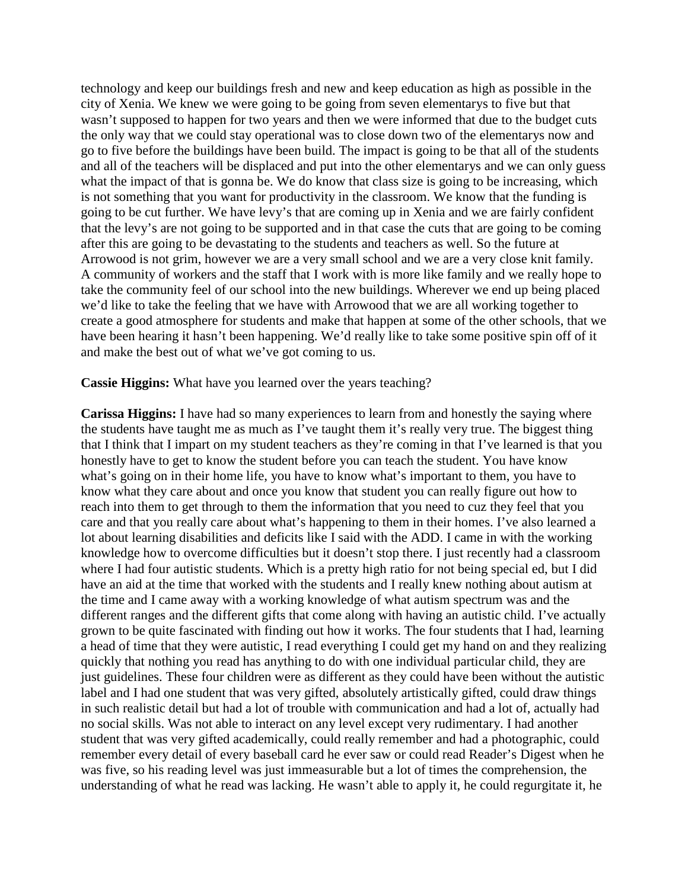technology and keep our buildings fresh and new and keep education as high as possible in the city of Xenia. We knew we were going to be going from seven elementarys to five but that wasn't supposed to happen for two years and then we were informed that due to the budget cuts the only way that we could stay operational was to close down two of the elementarys now and go to five before the buildings have been build. The impact is going to be that all of the students and all of the teachers will be displaced and put into the other elementarys and we can only guess what the impact of that is gonna be. We do know that class size is going to be increasing, which is not something that you want for productivity in the classroom. We know that the funding is going to be cut further. We have levy's that are coming up in Xenia and we are fairly confident that the levy's are not going to be supported and in that case the cuts that are going to be coming after this are going to be devastating to the students and teachers as well. So the future at Arrowood is not grim, however we are a very small school and we are a very close knit family. A community of workers and the staff that I work with is more like family and we really hope to take the community feel of our school into the new buildings. Wherever we end up being placed we'd like to take the feeling that we have with Arrowood that we are all working together to create a good atmosphere for students and make that happen at some of the other schools, that we have been hearing it hasn't been happening. We'd really like to take some positive spin off of it and make the best out of what we've got coming to us.

**Cassie Higgins:** What have you learned over the years teaching?

**Carissa Higgins:** I have had so many experiences to learn from and honestly the saying where the students have taught me as much as I've taught them it's really very true. The biggest thing that I think that I impart on my student teachers as they're coming in that I've learned is that you honestly have to get to know the student before you can teach the student. You have know what's going on in their home life, you have to know what's important to them, you have to know what they care about and once you know that student you can really figure out how to reach into them to get through to them the information that you need to cuz they feel that you care and that you really care about what's happening to them in their homes. I've also learned a lot about learning disabilities and deficits like I said with the ADD. I came in with the working knowledge how to overcome difficulties but it doesn't stop there. I just recently had a classroom where I had four autistic students. Which is a pretty high ratio for not being special ed, but I did have an aid at the time that worked with the students and I really knew nothing about autism at the time and I came away with a working knowledge of what autism spectrum was and the different ranges and the different gifts that come along with having an autistic child. I've actually grown to be quite fascinated with finding out how it works. The four students that I had, learning a head of time that they were autistic, I read everything I could get my hand on and they realizing quickly that nothing you read has anything to do with one individual particular child, they are just guidelines. These four children were as different as they could have been without the autistic label and I had one student that was very gifted, absolutely artistically gifted, could draw things in such realistic detail but had a lot of trouble with communication and had a lot of, actually had no social skills. Was not able to interact on any level except very rudimentary. I had another student that was very gifted academically, could really remember and had a photographic, could remember every detail of every baseball card he ever saw or could read Reader's Digest when he was five, so his reading level was just immeasurable but a lot of times the comprehension, the understanding of what he read was lacking. He wasn't able to apply it, he could regurgitate it, he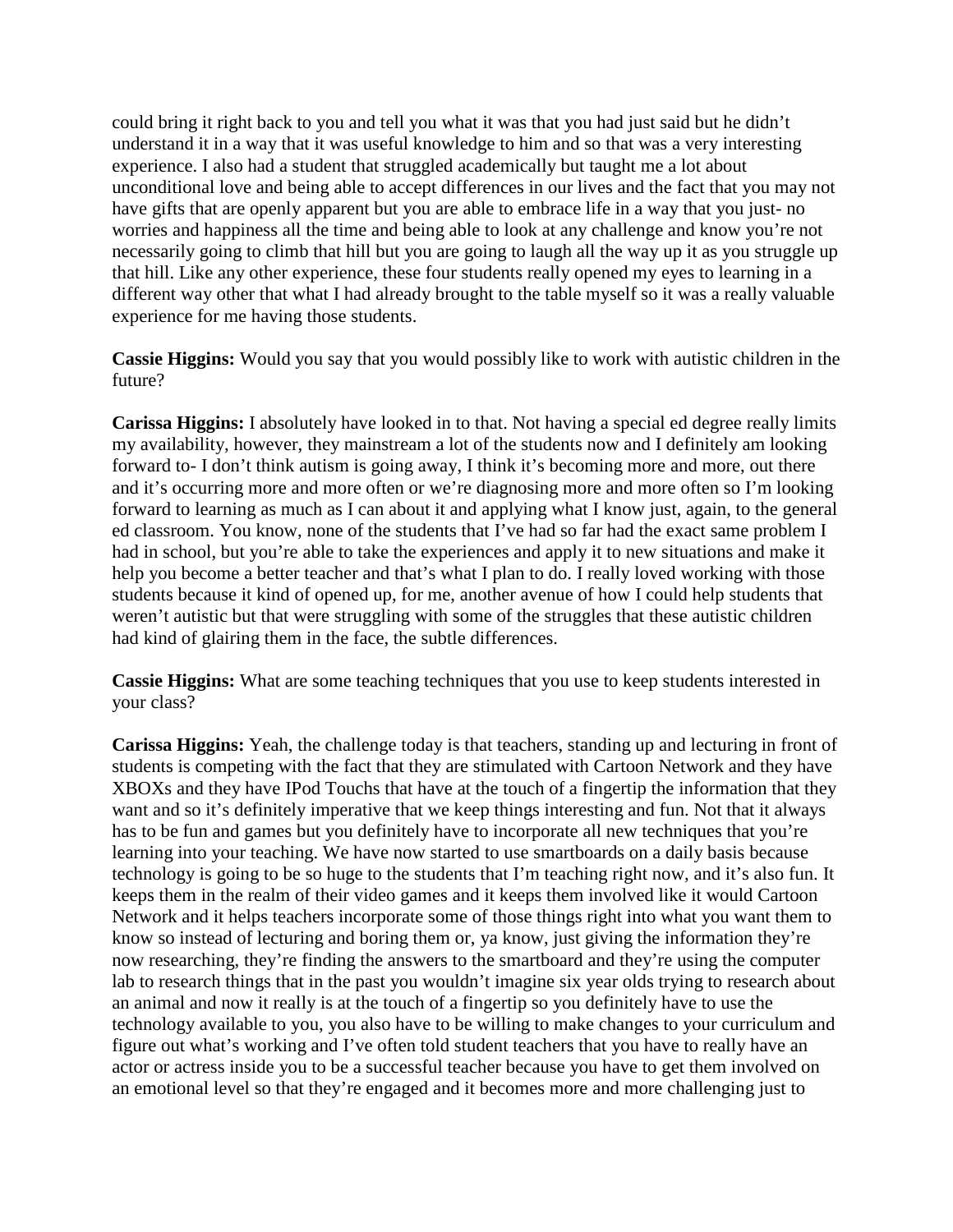could bring it right back to you and tell you what it was that you had just said but he didn't understand it in a way that it was useful knowledge to him and so that was a very interesting experience. I also had a student that struggled academically but taught me a lot about unconditional love and being able to accept differences in our lives and the fact that you may not have gifts that are openly apparent but you are able to embrace life in a way that you just- no worries and happiness all the time and being able to look at any challenge and know you're not necessarily going to climb that hill but you are going to laugh all the way up it as you struggle up that hill. Like any other experience, these four students really opened my eyes to learning in a different way other that what I had already brought to the table myself so it was a really valuable experience for me having those students.

**Cassie Higgins:** Would you say that you would possibly like to work with autistic children in the future?

**Carissa Higgins:** I absolutely have looked in to that. Not having a special ed degree really limits my availability, however, they mainstream a lot of the students now and I definitely am looking forward to- I don't think autism is going away, I think it's becoming more and more, out there and it's occurring more and more often or we're diagnosing more and more often so I'm looking forward to learning as much as I can about it and applying what I know just, again, to the general ed classroom. You know, none of the students that I've had so far had the exact same problem I had in school, but you're able to take the experiences and apply it to new situations and make it help you become a better teacher and that's what I plan to do. I really loved working with those students because it kind of opened up, for me, another avenue of how I could help students that weren't autistic but that were struggling with some of the struggles that these autistic children had kind of glairing them in the face, the subtle differences.

**Cassie Higgins:** What are some teaching techniques that you use to keep students interested in your class?

**Carissa Higgins:** Yeah, the challenge today is that teachers, standing up and lecturing in front of students is competing with the fact that they are stimulated with Cartoon Network and they have XBOXs and they have IPod Touchs that have at the touch of a fingertip the information that they want and so it's definitely imperative that we keep things interesting and fun. Not that it always has to be fun and games but you definitely have to incorporate all new techniques that you're learning into your teaching. We have now started to use smartboards on a daily basis because technology is going to be so huge to the students that I'm teaching right now, and it's also fun. It keeps them in the realm of their video games and it keeps them involved like it would Cartoon Network and it helps teachers incorporate some of those things right into what you want them to know so instead of lecturing and boring them or, ya know, just giving the information they're now researching, they're finding the answers to the smartboard and they're using the computer lab to research things that in the past you wouldn't imagine six year olds trying to research about an animal and now it really is at the touch of a fingertip so you definitely have to use the technology available to you, you also have to be willing to make changes to your curriculum and figure out what's working and I've often told student teachers that you have to really have an actor or actress inside you to be a successful teacher because you have to get them involved on an emotional level so that they're engaged and it becomes more and more challenging just to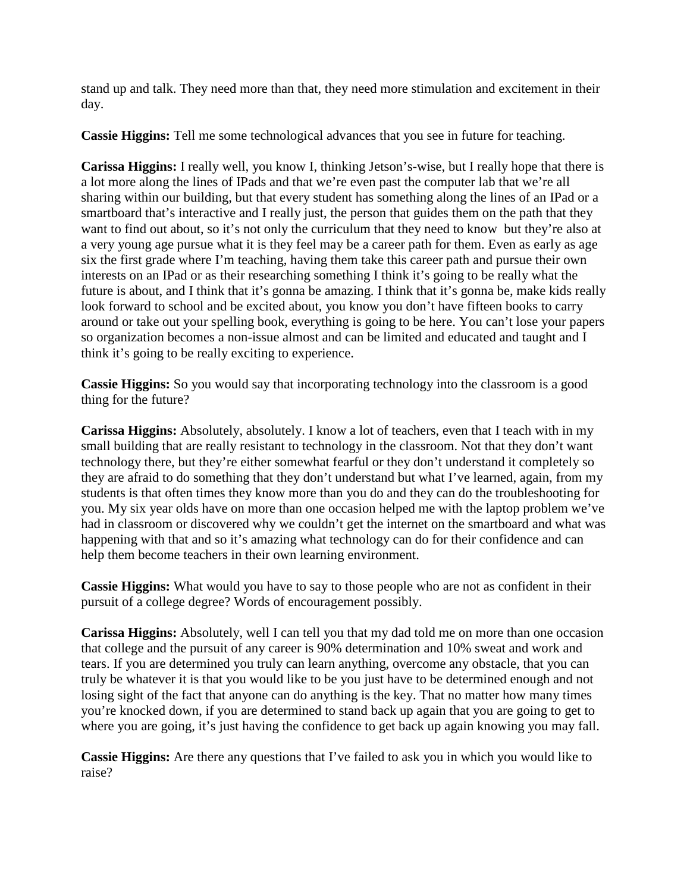stand up and talk. They need more than that, they need more stimulation and excitement in their day.

**Cassie Higgins:** Tell me some technological advances that you see in future for teaching.

**Carissa Higgins:** I really well, you know I, thinking Jetson's-wise, but I really hope that there is a lot more along the lines of IPads and that we're even past the computer lab that we're all sharing within our building, but that every student has something along the lines of an IPad or a smartboard that's interactive and I really just, the person that guides them on the path that they want to find out about, so it's not only the curriculum that they need to know but they're also at a very young age pursue what it is they feel may be a career path for them. Even as early as age six the first grade where I'm teaching, having them take this career path and pursue their own interests on an IPad or as their researching something I think it's going to be really what the future is about, and I think that it's gonna be amazing. I think that it's gonna be, make kids really look forward to school and be excited about, you know you don't have fifteen books to carry around or take out your spelling book, everything is going to be here. You can't lose your papers so organization becomes a non-issue almost and can be limited and educated and taught and I think it's going to be really exciting to experience.

**Cassie Higgins:** So you would say that incorporating technology into the classroom is a good thing for the future?

**Carissa Higgins:** Absolutely, absolutely. I know a lot of teachers, even that I teach with in my small building that are really resistant to technology in the classroom. Not that they don't want technology there, but they're either somewhat fearful or they don't understand it completely so they are afraid to do something that they don't understand but what I've learned, again, from my students is that often times they know more than you do and they can do the troubleshooting for you. My six year olds have on more than one occasion helped me with the laptop problem we've had in classroom or discovered why we couldn't get the internet on the smartboard and what was happening with that and so it's amazing what technology can do for their confidence and can help them become teachers in their own learning environment.

**Cassie Higgins:** What would you have to say to those people who are not as confident in their pursuit of a college degree? Words of encouragement possibly.

**Carissa Higgins:** Absolutely, well I can tell you that my dad told me on more than one occasion that college and the pursuit of any career is 90% determination and 10% sweat and work and tears. If you are determined you truly can learn anything, overcome any obstacle, that you can truly be whatever it is that you would like to be you just have to be determined enough and not losing sight of the fact that anyone can do anything is the key. That no matter how many times you're knocked down, if you are determined to stand back up again that you are going to get to where you are going, it's just having the confidence to get back up again knowing you may fall.

**Cassie Higgins:** Are there any questions that I've failed to ask you in which you would like to raise?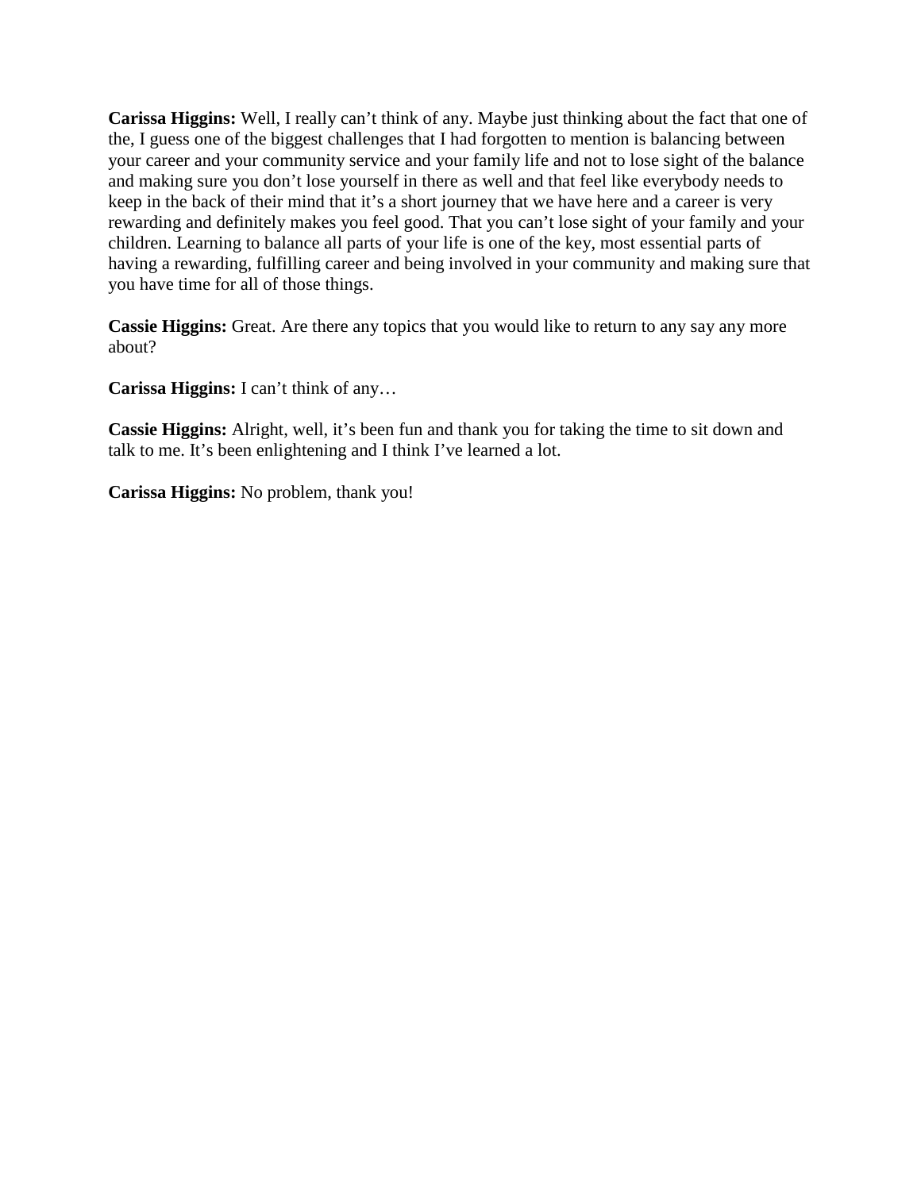**Carissa Higgins:** Well, I really can't think of any. Maybe just thinking about the fact that one of the, I guess one of the biggest challenges that I had forgotten to mention is balancing between your career and your community service and your family life and not to lose sight of the balance and making sure you don't lose yourself in there as well and that feel like everybody needs to keep in the back of their mind that it's a short journey that we have here and a career is very rewarding and definitely makes you feel good. That you can't lose sight of your family and your children. Learning to balance all parts of your life is one of the key, most essential parts of having a rewarding, fulfilling career and being involved in your community and making sure that you have time for all of those things.

**Cassie Higgins:** Great. Are there any topics that you would like to return to any say any more about?

**Carissa Higgins:** I can't think of any…

**Cassie Higgins:** Alright, well, it's been fun and thank you for taking the time to sit down and talk to me. It's been enlightening and I think I've learned a lot.

**Carissa Higgins:** No problem, thank you!